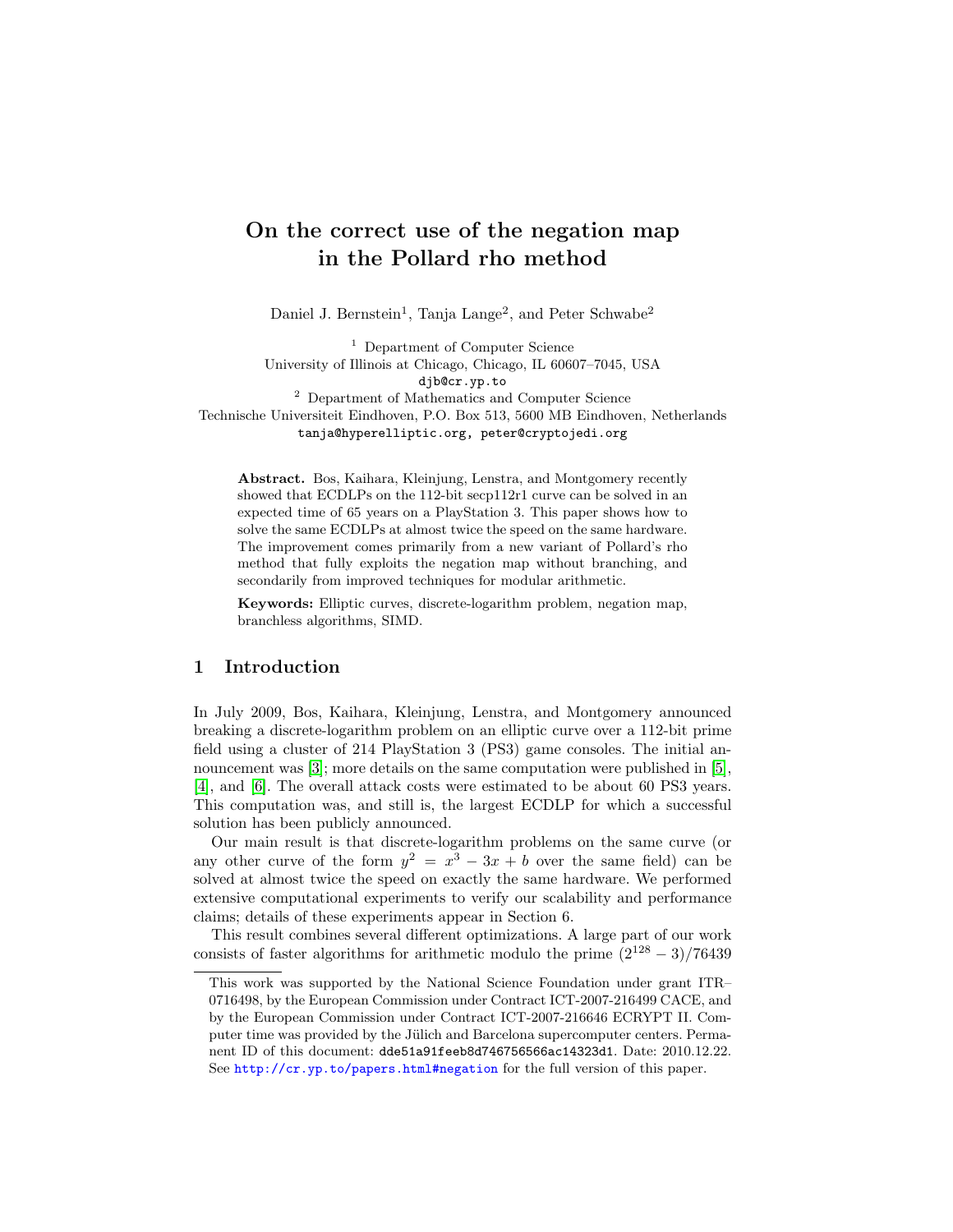# On the correct use of the negation map in the Pollard rho method

Daniel J. Bernstein[1], Tanja Lange[2], and Peter Schwabe[2]

[1] Department of Computer Science
University of Illinois at Chicago, Chicago, IL 60607–7045, USA
djb@cr.yp.to

[2] Department of Mathematics and Computer Science
Technische Universiteit Eindhoven, P.O. Box 513, 5600 MB Eindhoven, Netherlands
tanja@hyperelliptic.org, peter@cryptojedi.org

**Abstract.** Bos, Kaihara, Kleinjung, Lenstra, and Montgomery recently showed that ECDLPs on the 112-bit secp112r1 curve can be solved in an expected time of 65 years on a PlayStation 3. This paper shows how to solve the same ECDLPs at almost twice the speed on the same hardware. The improvement comes primarily from a new variant of Pollard's rho method that fully exploits the negation map without branching, and secondarily from improved techniques for modular arithmetic.

**Keywords:** Elliptic curves, discrete-logarithm problem, negation map, branchless algorithms, SIMD.

## 1 Introduction

In July 2009, Bos, Kaihara, Kleinjung, Lenstra, and Montgomery announced breaking a discrete-logarithm problem on an elliptic curve over a 112-bit prime field using a cluster of 214 PlayStation 3 (PS3) game consoles. The initial announcement was [3]; more details on the same computation were published in [5], [4], and [6]. The overall attack costs were estimated to be about 60 PS3 years. This computation was, and still is, the largest ECDLP for which a successful solution has been publicly announced.

Our main result is that discrete-logarithm problems on the same curve (or any other curve of the form $y^2 = x^3 - 3x + b$ over the same field) can be solved at almost twice the speed on exactly the same hardware. We performed extensive computational experiments to verify our scalability and performance claims; details of these experiments appear in Section 6.

This result combines several different optimizations. A large part of our work consists of faster algorithms for arithmetic modulo the prime $(2^{128} - 3)/76439$

---

This work was supported by the National Science Foundation under grant ITR–0716498, by the European Commission under Contract ICT-2007-216499 CACE, and by the European Commission under Contract ICT-2007-216646 ECRYPT II. Computer time was provided by the Jülich and Barcelona supercomputer centers. Permanent ID of this document: dde51a91feeb8d746756566ac14323d1. Date: 2010.12.22. See http://cr.yp.to/papers.html#negation for the full version of this paper.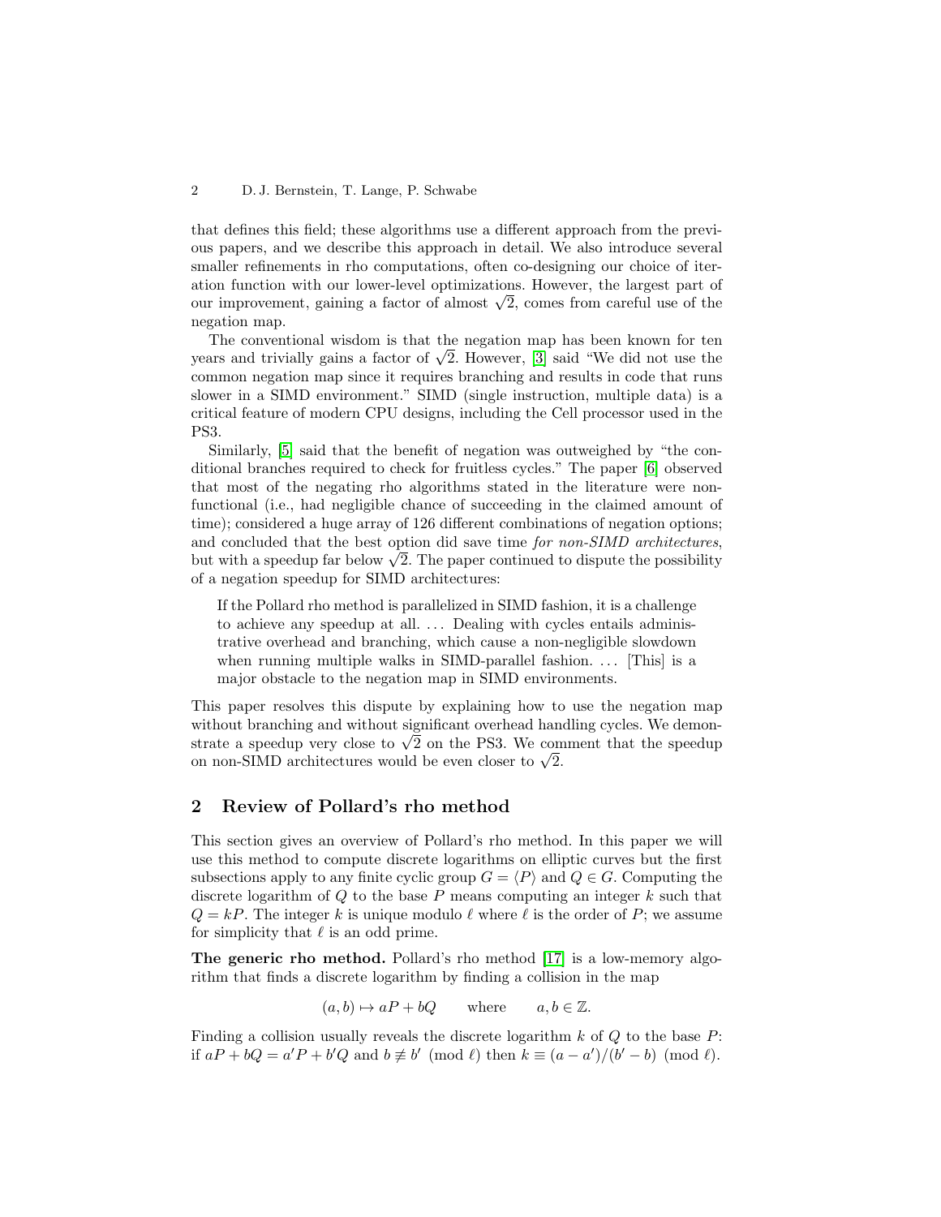that defines this field; these algorithms use a different approach from the previous papers, and we describe this approach in detail. We also introduce several smaller refinements in rho computations, often co-designing our choice of iteration function with our lower-level optimizations. However, the largest part of our improvement, gaining a factor of almost $\sqrt{2}$, comes from careful use of the negation map.

The conventional wisdom is that the negation map has been known for ten years and trivially gains a factor of $\sqrt{2}$. However, [3] said "We did not use the common negation map since it requires branching and results in code that runs slower in a SIMD environment." SIMD (single instruction, multiple data) is a critical feature of modern CPU designs, including the Cell processor used in the PS3.

Similarly, [5] said that the benefit of negation was outweighed by "the conditional branches required to check for fruitless cycles." The paper [6] observed that most of the negating rho algorithms stated in the literature were non-functional (i.e., had negligible chance of succeeding in the claimed amount of time); considered a huge array of 126 different combinations of negation options; and concluded that the best option did save time *for non-SIMD architectures*, but with a speedup far below $\sqrt{2}$. The paper continued to dispute the possibility of a negation speedup for SIMD architectures:

> If the Pollard rho method is parallelized in SIMD fashion, it is a challenge to achieve any speedup at all. ... Dealing with cycles entails administrative overhead and branching, which cause a non-negligible slowdown when running multiple walks in SIMD-parallel fashion. ... [This] is a major obstacle to the negation map in SIMD environments.

This paper resolves this dispute by explaining how to use the negation map without branching and without significant overhead handling cycles. We demonstrate a speedup very close to $\sqrt{2}$ on the PS3. We comment that the speedup on non-SIMD architectures would be even closer to $\sqrt{2}$.

## 2 Review of Pollard's rho method

This section gives an overview of Pollard's rho method. In this paper we will use this method to compute discrete logarithms on elliptic curves but the first subsections apply to any finite cyclic group $G = \langle P \rangle$ and $Q \in G$. Computing the discrete logarithm of $Q$ to the base $P$ means computing an integer $k$ such that $Q = kP$. The integer $k$ is unique modulo $\ell$ where $\ell$ is the order of $P$; we assume for simplicity that $\ell$ is an odd prime.

**The generic rho method.** Pollard's rho method [17] is a low-memory algorithm that finds a discrete logarithm by finding a collision in the map

$$(a, b) \mapsto aP + bQ \qquad \text{where} \qquad a, b \in \mathbb{Z}.$$

Finding a collision usually reveals the discrete logarithm $k$ of $Q$ to the base $P$: if $aP + bQ = a'P + b'Q$ and $b \not\equiv b' \pmod{\ell}$ then $k \equiv (a - a')/(b' - b) \pmod{\ell}$.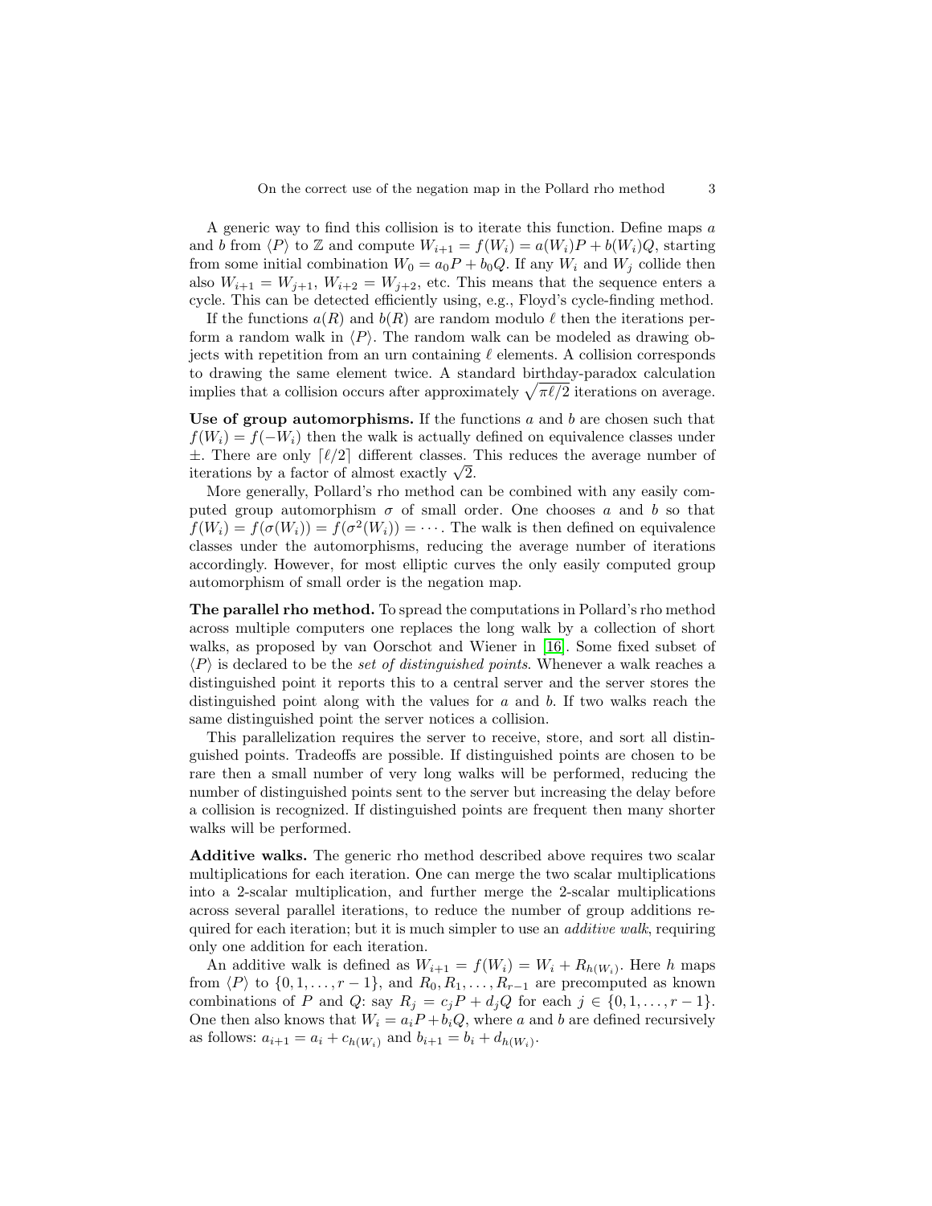A generic way to find this collision is to iterate this function. Define maps $a$ and $b$ from $\langle P \rangle$ to $\mathbb{Z}$ and compute $W_{i+1} = f(W_i) = a(W_i)P + b(W_i)Q$, starting from some initial combination $W_0 = a_0 P + b_0 Q$. If any $W_i$ and $W_j$ collide then also $W_{i+1} = W_{j+1}$, $W_{i+2} = W_{j+2}$, etc. This means that the sequence enters a cycle. This can be detected efficiently using, e.g., Floyd's cycle-finding method.

If the functions $a(R)$ and $b(R)$ are random modulo $\ell$ then the iterations perform a random walk in $\langle P \rangle$. The random walk can be modeled as drawing objects with repetition from an urn containing $\ell$ elements. A collision corresponds to drawing the same element twice. A standard birthday-paradox calculation implies that a collision occurs after approximately $\sqrt{\pi \ell / 2}$ iterations on average.

**Use of group automorphisms.** If the functions $a$ and $b$ are chosen such that $f(W_i) = f(-W_i)$ then the walk is actually defined on equivalence classes under $\pm$. There are only $\lceil \ell/2 \rceil$ different classes. This reduces the average number of iterations by a factor of almost exactly $\sqrt{2}$.

More generally, Pollard's rho method can be combined with any easily computed group automorphism $\sigma$ of small order. One chooses $a$ and $b$ so that $f(W_i) = f(\sigma(W_i)) = f(\sigma^2(W_i)) = \cdots$. The walk is then defined on equivalence classes under the automorphisms, reducing the average number of iterations accordingly. However, for most elliptic curves the only easily computed group automorphism of small order is the negation map.

**The parallel rho method.** To spread the computations in Pollard's rho method across multiple computers one replaces the long walk by a collection of short walks, as proposed by van Oorschot and Wiener in [16]. Some fixed subset of $\langle P \rangle$ is declared to be the *set of distinguished points*. Whenever a walk reaches a distinguished point it reports this to a central server and the server stores the distinguished point along with the values for $a$ and $b$. If two walks reach the same distinguished point the server notices a collision.

This parallelization requires the server to receive, store, and sort all distinguished points. Tradeoffs are possible. If distinguished points are chosen to be rare then a small number of very long walks will be performed, reducing the number of distinguished points sent to the server but increasing the delay before a collision is recognized. If distinguished points are frequent then many shorter walks will be performed.

**Additive walks.** The generic rho method described above requires two scalar multiplications for each iteration. One can merge the two scalar multiplications into a 2-scalar multiplication, and further merge the 2-scalar multiplications across several parallel iterations, to reduce the number of group additions required for each iteration; but it is much simpler to use an *additive walk*, requiring only one addition for each iteration.

An additive walk is defined as $W_{i+1} = f(W_i) = W_i + R_{h(W_i)}$. Here $h$ maps from $\langle P \rangle$ to $\{0, 1, \ldots, r-1\}$, and $R_0, R_1, \ldots, R_{r-1}$ are precomputed as known combinations of $P$ and $Q$: say $R_j = c_j P + d_j Q$ for each $j \in \{0, 1, \ldots, r-1\}$. One then also knows that $W_i = a_i P + b_i Q$, where $a$ and $b$ are defined recursively as follows: $a_{i+1} = a_i + c_{h(W_i)}$ and $b_{i+1} = b_i + d_{h(W_i)}$.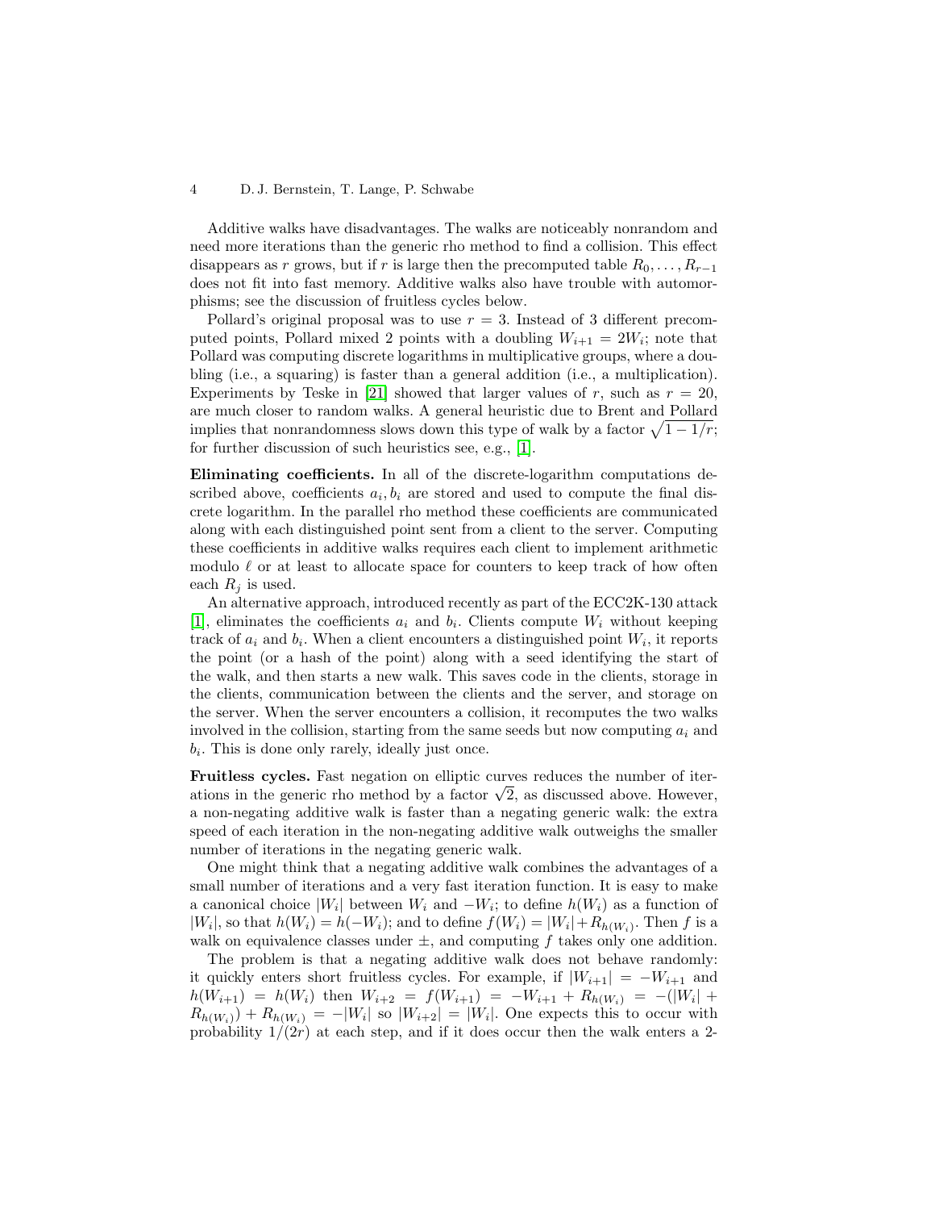Additive walks have disadvantages. The walks are noticeably nonrandom and need more iterations than the generic rho method to find a collision. This effect disappears as $r$ grows, but if $r$ is large then the precomputed table $R_0, \ldots, R_{r-1}$ does not fit into fast memory. Additive walks also have trouble with automorphisms; see the discussion of fruitless cycles below.

Pollard's original proposal was to use $r = 3$. Instead of 3 different precomputed points, Pollard mixed 2 points with a doubling $W_{i+1} = 2W_i$; note that Pollard was computing discrete logarithms in multiplicative groups, where a doubling (i.e., a squaring) is faster than a general addition (i.e., a multiplication). Experiments by Teske in [21] showed that larger values of $r$, such as $r = 20$, are much closer to random walks. A general heuristic due to Brent and Pollard implies that nonrandomness slows down this type of walk by a factor $\sqrt{1 - 1/r}$; for further discussion of such heuristics see, e.g., [1].

**Eliminating coefficients.** In all of the discrete-logarithm computations described above, coefficients $a_i, b_i$ are stored and used to compute the final discrete logarithm. In the parallel rho method these coefficients are communicated along with each distinguished point sent from a client to the server. Computing these coefficients in additive walks requires each client to implement arithmetic modulo $\ell$ or at least to allocate space for counters to keep track of how often each $R_j$ is used.

An alternative approach, introduced recently as part of the ECC2K-130 attack [1], eliminates the coefficients $a_i$ and $b_i$. Clients compute $W_i$ without keeping track of $a_i$ and $b_i$. When a client encounters a distinguished point $W_i$, it reports the point (or a hash of the point) along with a seed identifying the start of the walk, and then starts a new walk. This saves code in the clients, storage in the clients, communication between the clients and the server, and storage on the server. When the server encounters a collision, it recomputes the two walks involved in the collision, starting from the same seeds but now computing $a_i$ and $b_i$. This is done only rarely, ideally just once.

**Fruitless cycles.** Fast negation on elliptic curves reduces the number of iterations in the generic rho method by a factor $\sqrt{2}$, as discussed above. However, a non-negating additive walk is faster than a negating generic walk: the extra speed of each iteration in the non-negating additive walk outweighs the smaller number of iterations in the negating generic walk.

One might think that a negating additive walk combines the advantages of a small number of iterations and a very fast iteration function. It is easy to make a canonical choice $|W_i|$ between $W_i$ and $-W_i$; to define $h(W_i)$ as a function of $|W_i|$, so that $h(W_i) = h(-W_i)$; and to define $f(W_i) = |W_i| + R_{h(W_i)}$. Then $f$ is a walk on equivalence classes under $\pm$, and computing $f$ takes only one addition.

The problem is that a negating additive walk does not behave randomly: it quickly enters short fruitless cycles. For example, if $|W_{i+1}| = -W_{i+1}$ and $h(W_{i+1}) = h(W_i)$ then $W_{i+2} = f(W_{i+1}) = -W_{i+1} + R_{h(W_i)} = -(|W_i| + R_{h(W_i)}) + R_{h(W_i)} = -|W_i|$ so $|W_{i+2}| = |W_i|$. One expects this to occur with probability $1/(2r)$ at each step, and if it does occur then the walk enters a 2-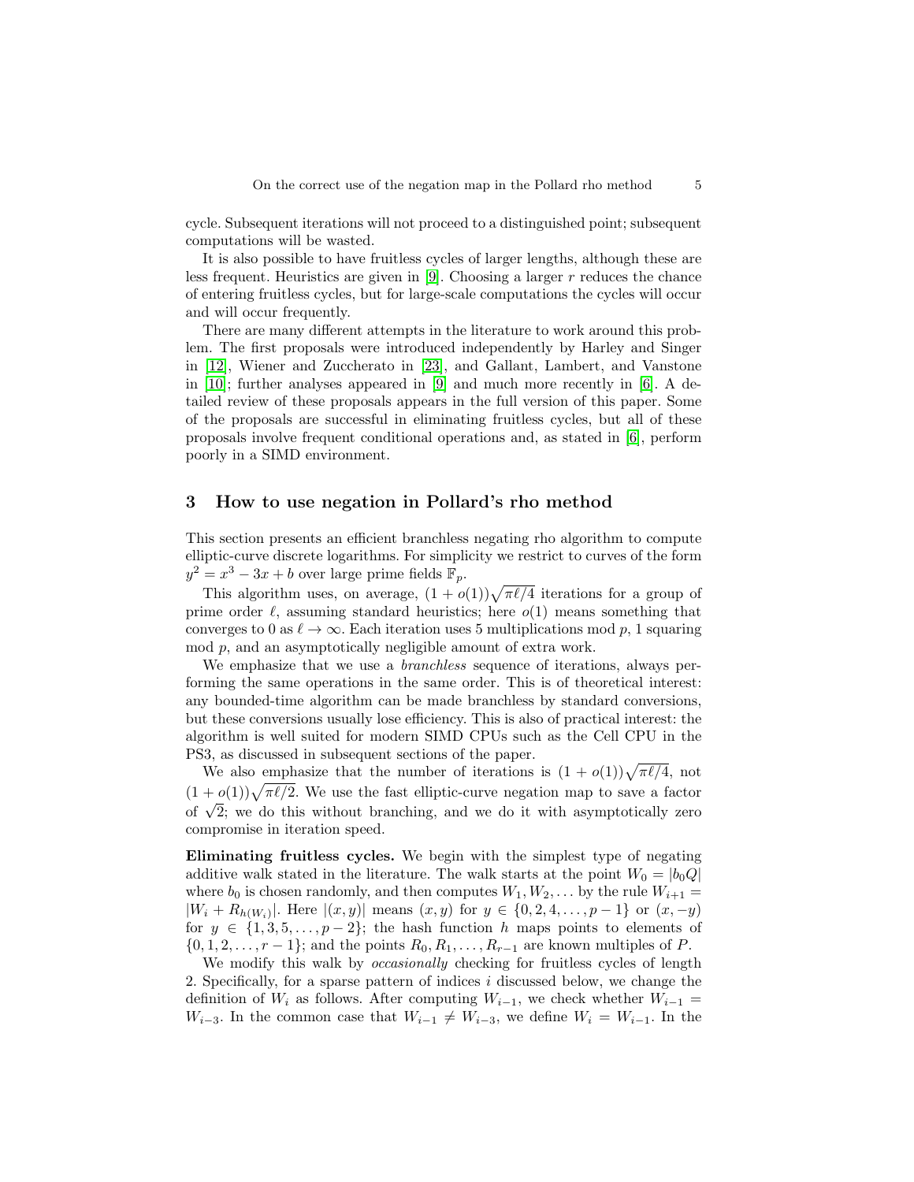cycle. Subsequent iterations will not proceed to a distinguished point; subsequent computations will be wasted.

It is also possible to have fruitless cycles of larger lengths, although these are less frequent. Heuristics are given in [9]. Choosing a larger $r$ reduces the chance of entering fruitless cycles, but for large-scale computations the cycles will occur and will occur frequently.

There are many different attempts in the literature to work around this problem. The first proposals were introduced independently by Harley and Singer in [12], Wiener and Zuccherato in [23], and Gallant, Lambert, and Vanstone in [10]; further analyses appeared in [9] and much more recently in [6]. A detailed review of these proposals appears in the full version of this paper. Some of the proposals are successful in eliminating fruitless cycles, but all of these proposals involve frequent conditional operations and, as stated in [6], perform poorly in a SIMD environment.

## 3 How to use negation in Pollard's rho method

This section presents an efficient branchless negating rho algorithm to compute elliptic-curve discrete logarithms. For simplicity we restrict to curves of the form $y^2 = x^3 - 3x + b$ over large prime fields $\mathbb{F}_p$.

This algorithm uses, on average, $(1 + o(1))\sqrt{\pi\ell/4}$ iterations for a group of prime order $\ell$, assuming standard heuristics; here $o(1)$ means something that converges to 0 as $\ell \to \infty$. Each iteration uses 5 multiplications mod $p$, 1 squaring mod $p$, and an asymptotically negligible amount of extra work.

We emphasize that we use a *branchless* sequence of iterations, always performing the same operations in the same order. This is of theoretical interest: any bounded-time algorithm can be made branchless by standard conversions, but these conversions usually lose efficiency. This is also of practical interest: the algorithm is well suited for modern SIMD CPUs such as the Cell CPU in the PS3, as discussed in subsequent sections of the paper.

We also emphasize that the number of iterations is $(1 + o(1))\sqrt{\pi\ell/4}$, not $(1 + o(1))\sqrt{\pi\ell/2}$. We use the fast elliptic-curve negation map to save a factor of $\sqrt{2}$; we do this without branching, and we do it with asymptotically zero compromise in iteration speed.

**Eliminating fruitless cycles.** We begin with the simplest type of negating additive walk stated in the literature. The walk starts at the point $W_0 = |b_0 Q|$ where $b_0$ is chosen randomly, and then computes $W_1, W_2, \ldots$ by the rule $W_{i+1} = |W_i + R_{h(W_i)}|$. Here $|(x, y)|$ means $(x, y)$ for $y \in \{0, 2, 4, \ldots, p - 1\}$ or $(x, -y)$ for $y \in \{1, 3, 5, \ldots, p - 2\}$; the hash function $h$ maps points to elements of $\{0, 1, 2, \ldots, r - 1\}$; and the points $R_0, R_1, \ldots, R_{r-1}$ are known multiples of $P$.

We modify this walk by *occasionally* checking for fruitless cycles of length 2. Specifically, for a sparse pattern of indices $i$ discussed below, we change the definition of $W_i$ as follows. After computing $W_{i-1}$, we check whether $W_{i-1} = W_{i-3}$. In the common case that $W_{i-1} \neq W_{i-3}$, we define $W_i = W_{i-1}$. In the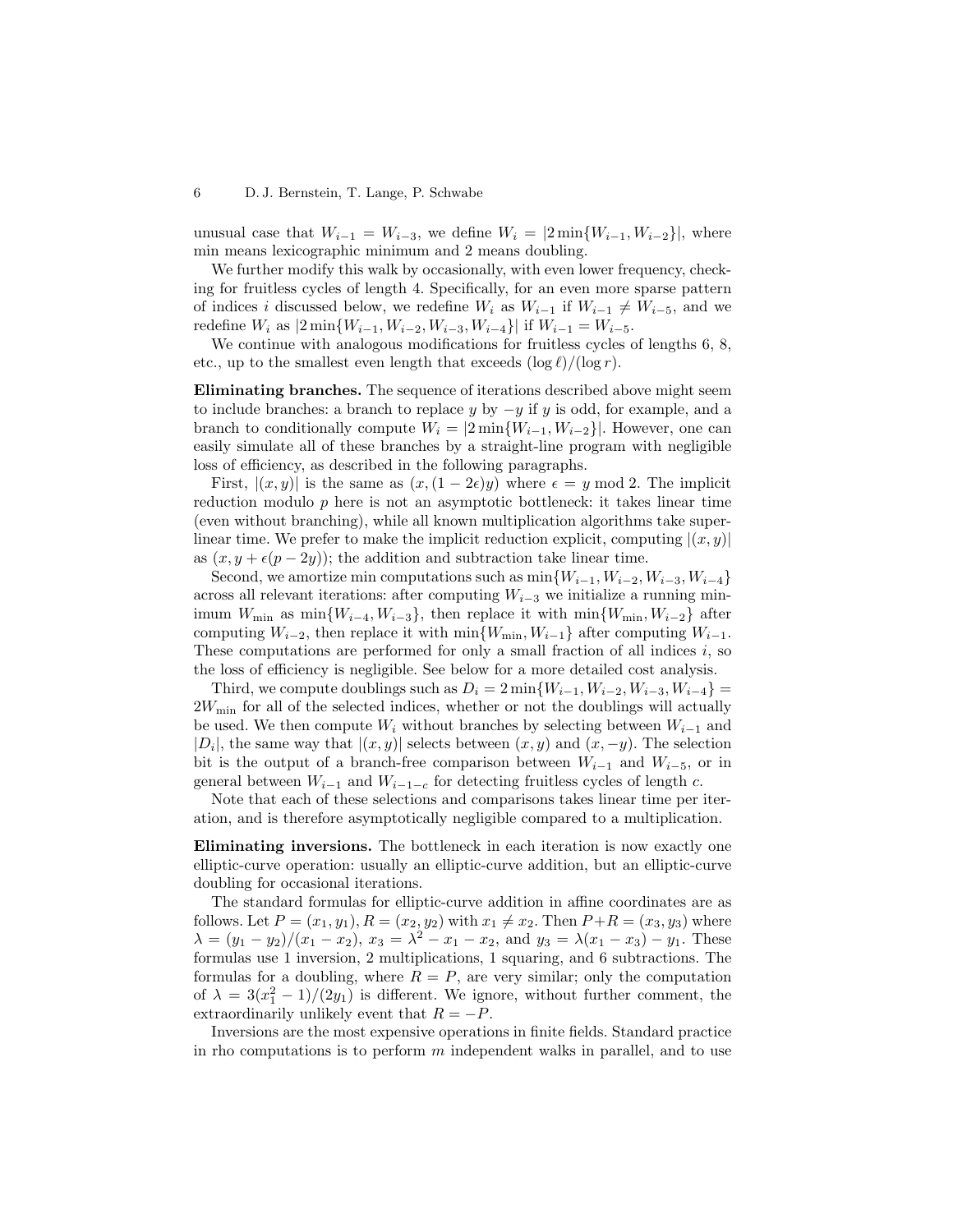unusual case that $W_{i-1} = W_{i-3}$, we define $W_i = |2\min\{W_{i-1}, W_{i-2}\}|$, where min means lexicographic minimum and 2 means doubling.

We further modify this walk by occasionally, with even lower frequency, checking for fruitless cycles of length 4. Specifically, for an even more sparse pattern of indices $i$ discussed below, we redefine $W_i$ as $W_{i-1}$ if $W_{i-1} \neq W_{i-5}$, and we redefine $W_i$ as $|2\min\{W_{i-1}, W_{i-2}, W_{i-3}, W_{i-4}\}|$ if $W_{i-1} = W_{i-5}$.

We continue with analogous modifications for fruitless cycles of lengths 6, 8, etc., up to the smallest even length that exceeds $(\log \ell)/(\log r)$.

**Eliminating branches.** The sequence of iterations described above might seem to include branches: a branch to replace $y$ by $-y$ if $y$ is odd, for example, and a branch to conditionally compute $W_i = |2\min\{W_{i-1}, W_{i-2}\}|$. However, one can easily simulate all of these branches by a straight-line program with negligible loss of efficiency, as described in the following paragraphs.

First, $|(x, y)|$ is the same as $(x, (1 - 2\epsilon)y)$ where $\epsilon = y \bmod 2$. The implicit reduction modulo $p$ here is not an asymptotic bottleneck: it takes linear time (even without branching), while all known multiplication algorithms take superlinear time. We prefer to make the implicit reduction explicit, computing $|(x, y)|$ as $(x, y + \epsilon(p - 2y))$; the addition and subtraction take linear time.

Second, we amortize min computations such as $\min\{W_{i-1}, W_{i-2}, W_{i-3}, W_{i-4}\}$ across all relevant iterations: after computing $W_{i-3}$ we initialize a running minimum $W_{\min}$ as $\min\{W_{i-4}, W_{i-3}\}$, then replace it with $\min\{W_{\min}, W_{i-2}\}$ after computing $W_{i-2}$, then replace it with $\min\{W_{\min}, W_{i-1}\}$ after computing $W_{i-1}$. These computations are performed for only a small fraction of all indices $i$, so the loss of efficiency is negligible. See below for a more detailed cost analysis.

Third, we compute doublings such as $D_i = 2\min\{W_{i-1}, W_{i-2}, W_{i-3}, W_{i-4}\} = 2W_{\min}$ for all of the selected indices, whether or not the doublings will actually be used. We then compute $W_i$ without branches by selecting between $W_{i-1}$ and $|D_i|$, the same way that $|(x, y)|$ selects between $(x, y)$ and $(x, -y)$. The selection bit is the output of a branch-free comparison between $W_{i-1}$ and $W_{i-5}$, or in general between $W_{i-1}$ and $W_{i-1-c}$ for detecting fruitless cycles of length $c$.

Note that each of these selections and comparisons takes linear time per iteration, and is therefore asymptotically negligible compared to a multiplication.

**Eliminating inversions.** The bottleneck in each iteration is now exactly one elliptic-curve operation: usually an elliptic-curve addition, but an elliptic-curve doubling for occasional iterations.

The standard formulas for elliptic-curve addition in affine coordinates are as follows. Let $P = (x_1, y_1), R = (x_2, y_2)$ with $x_1 \neq x_2$. Then $P + R = (x_3, y_3)$ where $\lambda = (y_1 - y_2)/(x_1 - x_2)$, $x_3 = \lambda^2 - x_1 - x_2$, and $y_3 = \lambda(x_1 - x_3) - y_1$. These formulas use 1 inversion, 2 multiplications, 1 squaring, and 6 subtractions. The formulas for a doubling, where $R = P$, are very similar; only the computation of $\lambda = 3(x_1^2 - 1)/(2y_1)$ is different. We ignore, without further comment, the extraordinarily unlikely event that $R = -P$.

Inversions are the most expensive operations in finite fields. Standard practice in rho computations is to perform $m$ independent walks in parallel, and to use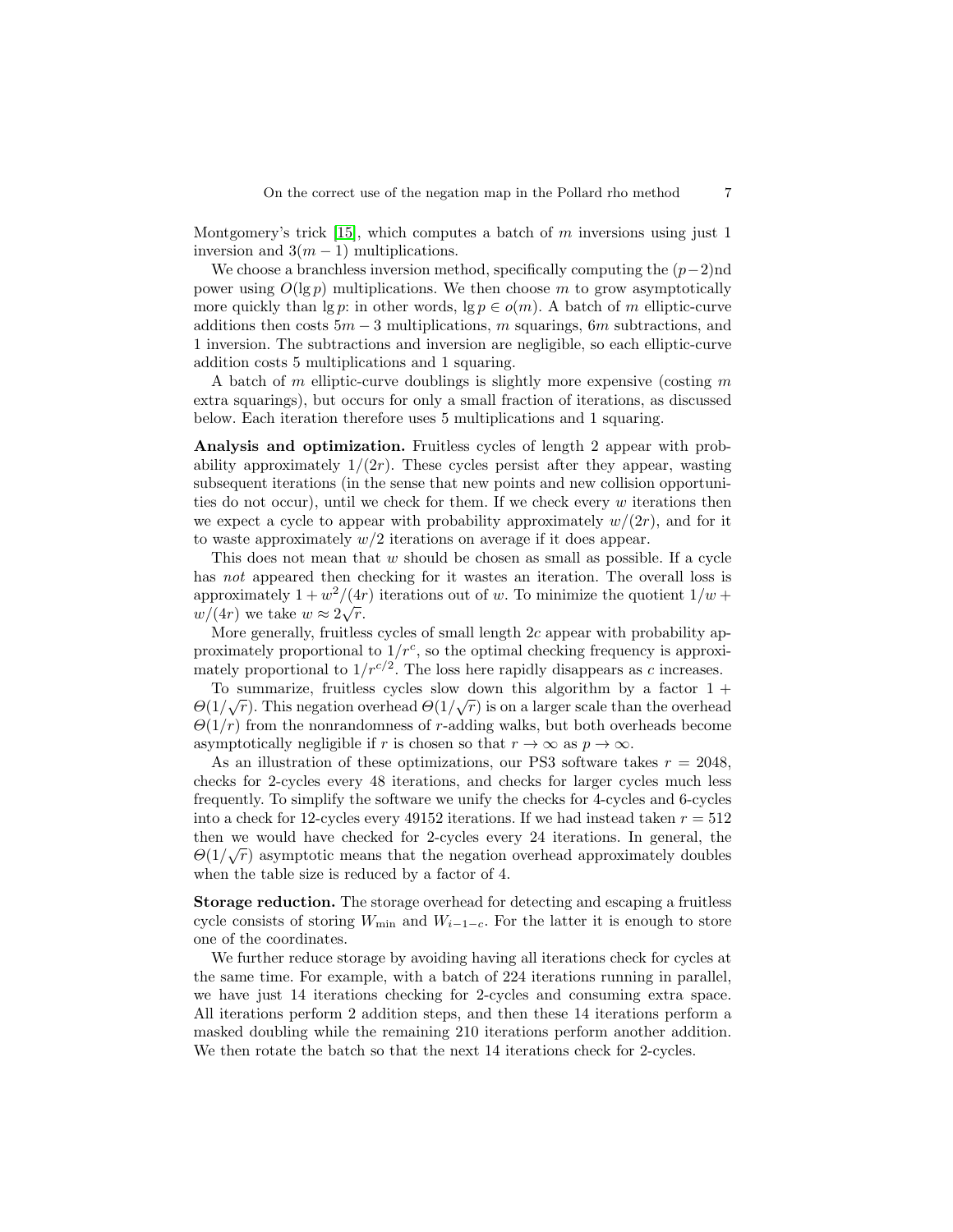Montgomery's trick [15], which computes a batch of $m$ inversions using just 1 inversion and $3(m-1)$ multiplications.

We choose a branchless inversion method, specifically computing the $(p-2)$nd power using $O(\lg p)$ multiplications. We then choose $m$ to grow asymptotically more quickly than $\lg p$: in other words, $\lg p \in o(m)$. A batch of $m$ elliptic-curve additions then costs $5m-3$ multiplications, $m$ squarings, $6m$ subtractions, and 1 inversion. The subtractions and inversion are negligible, so each elliptic-curve addition costs 5 multiplications and 1 squaring.

A batch of $m$ elliptic-curve doublings is slightly more expensive (costing $m$ extra squarings), but occurs for only a small fraction of iterations, as discussed below. Each iteration therefore uses 5 multiplications and 1 squaring.

**Analysis and optimization.** Fruitless cycles of length 2 appear with probability approximately $1/(2r)$. These cycles persist after they appear, wasting subsequent iterations (in the sense that new points and new collision opportunities do not occur), until we check for them. If we check every $w$ iterations then we expect a cycle to appear with probability approximately $w/(2r)$, and for it to waste approximately $w/2$ iterations on average if it does appear.

This does not mean that $w$ should be chosen as small as possible. If a cycle has *not* appeared then checking for it wastes an iteration. The overall loss is approximately $1 + w^2/(4r)$ iterations out of $w$. To minimize the quotient $1/w + w/(4r)$ we take $w \approx 2\sqrt{r}$.

More generally, fruitless cycles of small length $2c$ appear with probability approximately proportional to $1/r^c$, so the optimal checking frequency is approximately proportional to $1/r^{c/2}$. The loss here rapidly disappears as $c$ increases.

To summarize, fruitless cycles slow down this algorithm by a factor $1 + \Theta(1/\sqrt{r})$. This negation overhead $\Theta(1/\sqrt{r})$ is on a larger scale than the overhead $\Theta(1/r)$ from the nonrandomness of $r$-adding walks, but both overheads become asymptotically negligible if $r$ is chosen so that $r \to \infty$ as $p \to \infty$.

As an illustration of these optimizations, our PS3 software takes $r = 2048$, checks for 2-cycles every 48 iterations, and checks for larger cycles much less frequently. To simplify the software we unify the checks for 4-cycles and 6-cycles into a check for 12-cycles every 49152 iterations. If we had instead taken $r = 512$ then we would have checked for 2-cycles every 24 iterations. In general, the $\Theta(1/\sqrt{r})$ asymptotic means that the negation overhead approximately doubles when the table size is reduced by a factor of 4.

**Storage reduction.** The storage overhead for detecting and escaping a fruitless cycle consists of storing $W_{\min}$ and $W_{i-1-c}$. For the latter it is enough to store one of the coordinates.

We further reduce storage by avoiding having all iterations check for cycles at the same time. For example, with a batch of 224 iterations running in parallel, we have just 14 iterations checking for 2-cycles and consuming extra space. All iterations perform 2 addition steps, and then these 14 iterations perform a masked doubling while the remaining 210 iterations perform another addition. We then rotate the batch so that the next 14 iterations check for 2-cycles.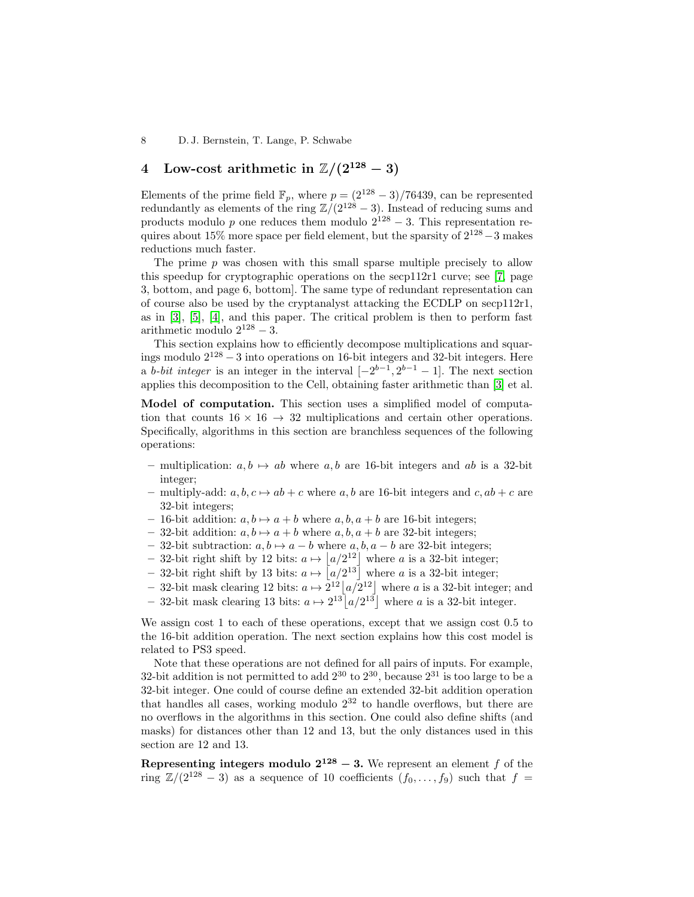## 4 Low-cost arithmetic in $\mathbb{Z}/(2^{128} - 3)$

Elements of the prime field $\mathbb{F}_p$, where $p = (2^{128} - 3)/76439$, can be represented redundantly as elements of the ring $\mathbb{Z}/(2^{128} - 3)$. Instead of reducing sums and products modulo $p$ one reduces them modulo $2^{128} - 3$. This representation requires about 15% more space per field element, but the sparsity of $2^{128} - 3$ makes reductions much faster.

The prime $p$ was chosen with this small sparse multiple precisely to allow this speedup for cryptographic operations on the secp112r1 curve; see [7, page 3, bottom, and page 6, bottom]. The same type of redundant representation can of course also be used by the cryptanalyst attacking the ECDLP on secp112r1, as in [3], [5], [4], and this paper. The critical problem is then to perform fast arithmetic modulo $2^{128} - 3$.

This section explains how to efficiently decompose multiplications and squarings modulo $2^{128} - 3$ into operations on 16-bit integers and 32-bit integers. Here a *b-bit integer* is an integer in the interval $[-2^{b-1}, 2^{b-1} - 1]$. The next section applies this decomposition to the Cell, obtaining faster arithmetic than [3] et al.

**Model of computation.** This section uses a simplified model of computation that counts $16 \times 16 \to 32$ multiplications and certain other operations. Specifically, algorithms in this section are branchless sequences of the following operations:

- multiplication: $a, b \mapsto ab$ where $a, b$ are 16-bit integers and $ab$ is a 32-bit integer;
- multiply-add: $a, b, c \mapsto ab + c$ where $a, b$ are 16-bit integers and $c, ab + c$ are 32-bit integers;
- 16-bit addition: $a, b \mapsto a + b$ where $a, b, a + b$ are 16-bit integers;
- 32-bit addition: $a, b \mapsto a + b$ where $a, b, a + b$ are 32-bit integers;
- 32-bit subtraction: $a, b \mapsto a - b$ where $a, b, a - b$ are 32-bit integers;
- 32-bit right shift by 12 bits: $a \mapsto \lfloor a/2^{12} \rfloor$ where $a$ is a 32-bit integer;
- 32-bit right shift by 13 bits: $a \mapsto \lfloor a/2^{13} \rfloor$ where $a$ is a 32-bit integer;
- 32-bit mask clearing 12 bits: $a \mapsto 2^{12} \lfloor a/2^{12} \rfloor$ where $a$ is a 32-bit integer; and
- 32-bit mask clearing 13 bits: $a \mapsto 2^{13} \lfloor a/2^{13} \rfloor$ where $a$ is a 32-bit integer.

We assign cost 1 to each of these operations, except that we assign cost 0.5 to the 16-bit addition operation. The next section explains how this cost model is related to PS3 speed.

Note that these operations are not defined for all pairs of inputs. For example, 32-bit addition is not permitted to add $2^{30}$ to $2^{30}$, because $2^{31}$ is too large to be a 32-bit integer. One could of course define an extended 32-bit addition operation that handles all cases, working modulo $2^{32}$ to handle overflows, but there are no overflows in the algorithms in this section. One could also define shifts (and masks) for distances other than 12 and 13, but the only distances used in this section are 12 and 13.

**Representing integers modulo $2^{128} - 3$.** We represent an element $f$ of the ring $\mathbb{Z}/(2^{128} - 3)$ as a sequence of 10 coefficients $(f_0, \ldots, f_9)$ such that $f =$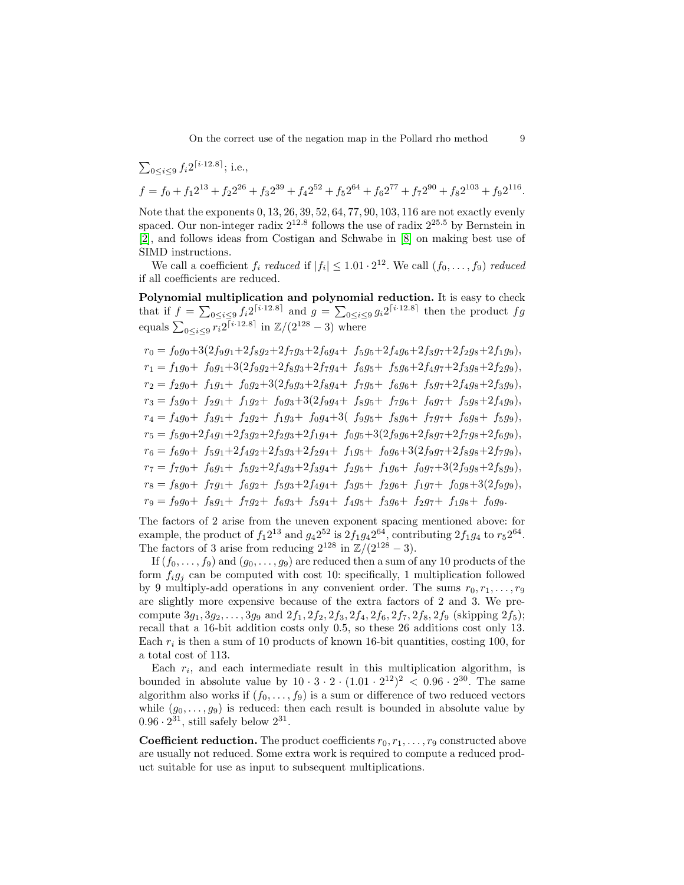$\sum_{0 \le i \le 9} f_i 2^{\lceil i \cdot 12.8 \rceil}$; i.e.,

$$f = f_0 + f_1 2^{13} + f_2 2^{26} + f_3 2^{39} + f_4 2^{52} + f_5 2^{64} + f_6 2^{77} + f_7 2^{90} + f_8 2^{103} + f_9 2^{116}.$$

Note that the exponents 0, 13, 26, 39, 52, 64, 77, 90, 103, 116 are not exactly evenly spaced. Our non-integer radix $2^{12.8}$ follows the use of radix $2^{25.5}$ by Bernstein in [2], and follows ideas from Costigan and Schwabe in [8] on making best use of SIMD instructions.

We call a coefficient $f_i$ *reduced* if $|f_i| \le 1.01 \cdot 2^{12}$. We call $(f_0, \ldots, f_9)$ *reduced* if all coefficients are reduced.

**Polynomial multiplication and polynomial reduction.** It is easy to check that if $f = \sum_{0 \le i \le 9} f_i 2^{\lceil i \cdot 12.8 \rceil}$ and $g = \sum_{0 \le i \le 9} g_i 2^{\lceil i \cdot 12.8 \rceil}$ then the product $fg$ equals $\sum_{0 \le i \le 9} r_i 2^{\lceil i \cdot 12.8 \rceil}$ in $\mathbb{Z}/(2^{128} - 3)$ where

$$
\begin{aligned}
r_0 &= f_0g_0 + 3(2f_9g_1 + 2f_8g_2 + 2f_7g_3 + 2f_6g_4 + f_5g_5 + 2f_4g_6 + 2f_3g_7 + 2f_2g_8 + 2f_1g_9),\\
r_1 &= f_1g_0 + f_0g_1 + 3(2f_9g_2 + 2f_8g_3 + 2f_7g_4 + f_6g_5 + f_5g_6 + 2f_4g_7 + 2f_3g_8 + 2f_2g_9),\\
r_2 &= f_2g_0 + f_1g_1 + f_0g_2 + 3(2f_9g_3 + 2f_8g_4 + f_7g_5 + f_6g_6 + f_5g_7 + 2f_4g_8 + 2f_3g_9),\\
r_3 &= f_3g_0 + f_2g_1 + f_1g_2 + f_0g_3 + 3(2f_9g_4 + f_8g_5 + f_7g_6 + f_6g_7 + f_5g_8 + 2f_4g_9),\\
r_4 &= f_4g_0 + f_3g_1 + f_2g_2 + f_1g_3 + f_0g_4 + 3(f_9g_5 + f_8g_6 + f_7g_7 + f_6g_8 + f_5g_9),\\
r_5 &= f_5g_0 + 2f_4g_1 + 2f_3g_2 + 2f_2g_3 + 2f_1g_4 + f_0g_5 + 3(2f_9g_6 + 2f_8g_7 + 2f_7g_8 + 2f_6g_9),\\
r_6 &= f_6g_0 + f_5g_1 + 2f_4g_2 + 2f_3g_3 + 2f_2g_4 + f_1g_5 + f_0g_6 + 3(2f_9g_7 + 2f_8g_8 + 2f_7g_9),\\
r_7 &= f_7g_0 + f_6g_1 + f_5g_2 + 2f_4g_3 + 2f_3g_4 + f_2g_5 + f_1g_6 + f_0g_7 + 3(2f_9g_8 + 2f_8g_9),\\
r_8 &= f_8g_0 + f_7g_1 + f_6g_2 + f_5g_3 + 2f_4g_4 + f_3g_5 + f_2g_6 + f_1g_7 + f_0g_8 + 3(2f_9g_9),\\
r_9 &= f_9g_0 + f_8g_1 + f_7g_2 + f_6g_3 + f_5g_4 + f_4g_5 + f_3g_6 + f_2g_7 + f_1g_8 + f_0g_9.
\end{aligned}
$$

The factors of 2 arise from the uneven exponent spacing mentioned above: for example, the product of $f_1 2^{13}$ and $g_4 2^{52}$ is $2 f_1 g_4 2^{64}$, contributing $2f_1g_4$ to $r_5 2^{64}$. The factors of 3 arise from reducing $2^{128}$ in $\mathbb{Z}/(2^{128} - 3)$.

If $(f_0, \ldots, f_9)$ and $(g_0, \ldots, g_9)$ are reduced then a sum of any 10 products of the form $f_i g_j$ can be computed with cost 10: specifically, 1 multiplication followed by 9 multiply-add operations in any convenient order. The sums $r_0, r_1, \ldots, r_9$ are slightly more expensive because of the extra factors of 2 and 3. We precompute $3g_1, 3g_2, \ldots, 3g_9$ and $2f_1, 2f_2, 2f_3, 2f_4, 2f_6, 2f_7, 2f_8, 2f_9$ (skipping $2f_5$); recall that a 16-bit addition costs only 0.5, so these 26 additions cost only 13. Each $r_i$ is then a sum of 10 products of known 16-bit quantities, costing 100, for a total cost of 113.

Each $r_i$, and each intermediate result in this multiplication algorithm, is bounded in absolute value by $10 \cdot 3 \cdot 2 \cdot (1.01 \cdot 2^{12})^2 < 0.96 \cdot 2^{30}$. The same algorithm also works if $(f_0, \ldots, f_9)$ is a sum or difference of two reduced vectors while $(g_0, \ldots, g_9)$ is reduced: then each result is bounded in absolute value by $0.96 \cdot 2^{31}$, still safely below $2^{31}$.

**Coefficient reduction.** The product coefficients $r_0, r_1, \ldots, r_9$ constructed above are usually not reduced. Some extra work is required to compute a reduced product suitable for use as input to subsequent multiplications.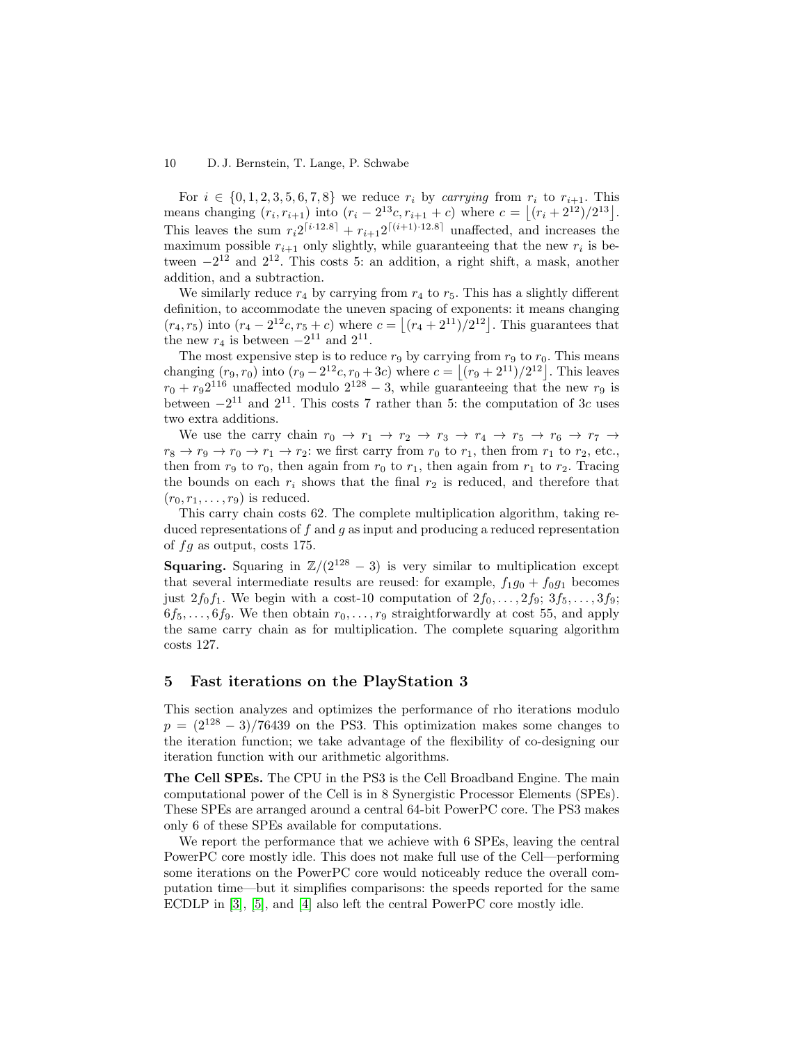For $i \in \{0, 1, 2, 3, 5, 6, 7, 8\}$ we reduce $r_i$ by *carrying* from $r_i$ to $r_{i+1}$. This means changing $(r_i, r_{i+1})$ into $(r_i - 2^{13}c, r_{i+1} + c)$ where $c = \lfloor (r_i + 2^{12})/2^{13} \rfloor$. This leaves the sum $r_i 2^{\lceil i \cdot 12.8 \rceil} + r_{i+1} 2^{\lceil (i+1) \cdot 12.8 \rceil}$ unaffected, and increases the maximum possible $r_{i+1}$ only slightly, while guaranteeing that the new $r_i$ is between $-2^{12}$ and $2^{12}$. This costs 5: an addition, a right shift, a mask, another addition, and a subtraction.

We similarly reduce $r_4$ by carrying from $r_4$ to $r_5$. This has a slightly different definition, to accommodate the uneven spacing of exponents: it means changing $(r_4, r_5)$ into $(r_4 - 2^{12}c, r_5 + c)$ where $c = \lfloor (r_4 + 2^{11})/2^{12} \rfloor$. This guarantees that the new $r_4$ is between $-2^{11}$ and $2^{11}$.

The most expensive step is to reduce $r_9$ by carrying from $r_9$ to $r_0$. This means changing $(r_9, r_0)$ into $(r_9 - 2^{12}c, r_0 + 3c)$ where $c = \lfloor (r_9 + 2^{11})/2^{12} \rfloor$. This leaves $r_0 + r_9 2^{116}$ unaffected modulo $2^{128} - 3$, while guaranteeing that the new $r_9$ is between $-2^{11}$ and $2^{11}$. This costs 7 rather than 5: the computation of $3c$ uses two extra additions.

We use the carry chain $r_0 \to r_1 \to r_2 \to r_3 \to r_4 \to r_5 \to r_6 \to r_7 \to r_8 \to r_9 \to r_0 \to r_1 \to r_2$: we first carry from $r_0$ to $r_1$, then from $r_1$ to $r_2$, etc., then from $r_9$ to $r_0$, then again from $r_0$ to $r_1$, then again from $r_1$ to $r_2$. Tracing the bounds on each $r_i$ shows that the final $r_2$ is reduced, and therefore that $(r_0, r_1, \ldots, r_9)$ is reduced.

This carry chain costs 62. The complete multiplication algorithm, taking reduced representations of $f$ and $g$ as input and producing a reduced representation of $fg$ as output, costs 175.

**Squaring.** Squaring in $\mathbb{Z}/(2^{128} - 3)$ is very similar to multiplication except that several intermediate results are reused: for example, $f_1 g_0 + f_0 g_1$ becomes just $2f_0 f_1$. We begin with a cost-10 computation of $2f_0, \ldots, 2f_9$; $3f_5, \ldots, 3f_9$; $6f_5, \ldots, 6f_9$. We then obtain $r_0, \ldots, r_9$ straightforwardly at cost 55, and apply the same carry chain as for multiplication. The complete squaring algorithm costs 127.

## 5 Fast iterations on the PlayStation 3

This section analyzes and optimizes the performance of rho iterations modulo $p = (2^{128} - 3)/76439$ on the PS3. This optimization makes some changes to the iteration function; we take advantage of the flexibility of co-designing our iteration function with our arithmetic algorithms.

**The Cell SPEs.** The CPU in the PS3 is the Cell Broadband Engine. The main computational power of the Cell is in 8 Synergistic Processor Elements (SPEs). These SPEs are arranged around a central 64-bit PowerPC core. The PS3 makes only 6 of these SPEs available for computations.

We report the performance that we achieve with 6 SPEs, leaving the central PowerPC core mostly idle. This does not make full use of the Cell—performing some iterations on the PowerPC core would noticeably reduce the overall computation time—but it simplifies comparisons: the speeds reported for the same ECDLP in [3], [5], and [4] also left the central PowerPC core mostly idle.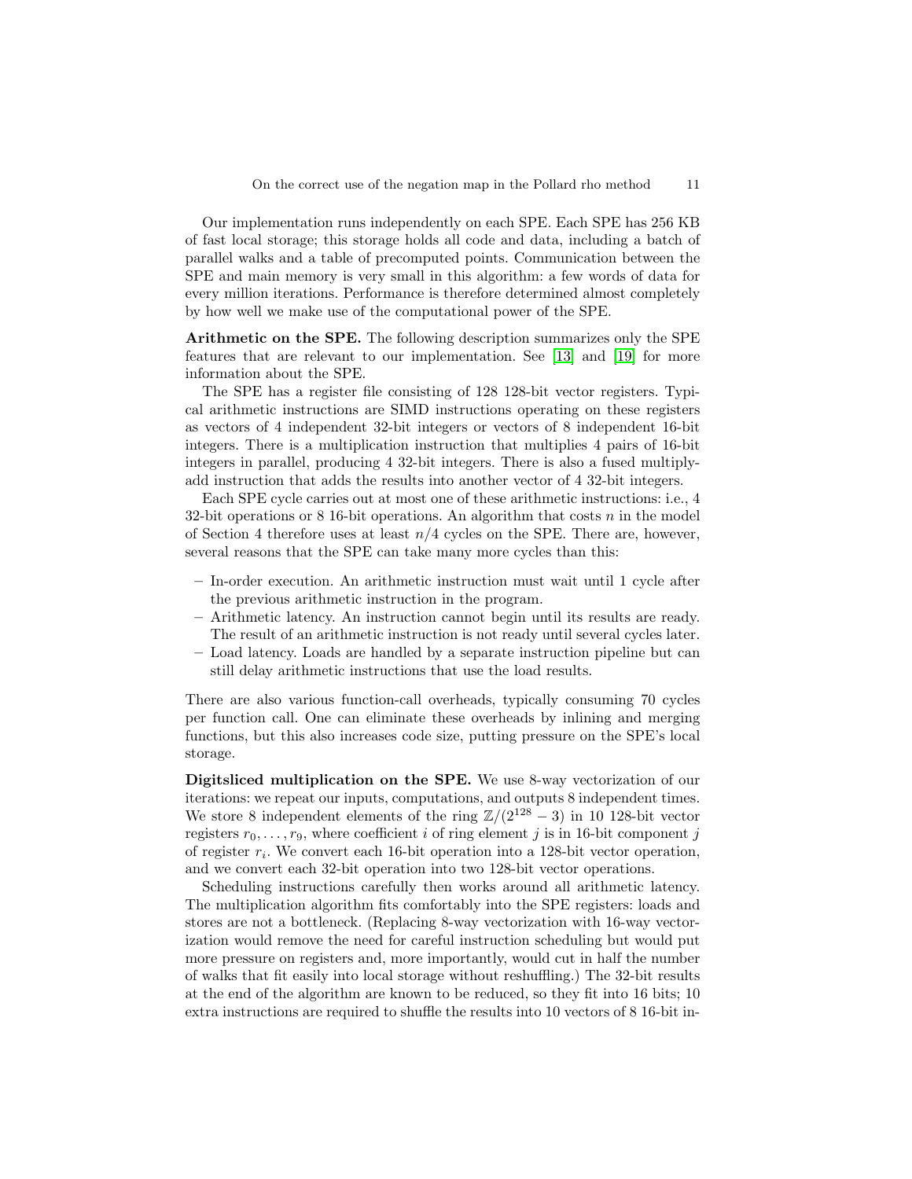Our implementation runs independently on each SPE. Each SPE has 256 KB of fast local storage; this storage holds all code and data, including a batch of parallel walks and a table of precomputed points. Communication between the SPE and main memory is very small in this algorithm: a few words of data for every million iterations. Performance is therefore determined almost completely by how well we make use of the computational power of the SPE.

**Arithmetic on the SPE.** The following description summarizes only the SPE features that are relevant to our implementation. See [13] and [19] for more information about the SPE.

The SPE has a register file consisting of 128 128-bit vector registers. Typical arithmetic instructions are SIMD instructions operating on these registers as vectors of 4 independent 32-bit integers or vectors of 8 independent 16-bit integers. There is a multiplication instruction that multiplies 4 pairs of 16-bit integers in parallel, producing 4 32-bit integers. There is also a fused multiply-add instruction that adds the results into another vector of 4 32-bit integers.

Each SPE cycle carries out at most one of these arithmetic instructions: i.e., 4 32-bit operations or 8 16-bit operations. An algorithm that costs $n$ in the model of Section 4 therefore uses at least $n/4$ cycles on the SPE. There are, however, several reasons that the SPE can take many more cycles than this:

- In-order execution. An arithmetic instruction must wait until 1 cycle after the previous arithmetic instruction in the program.
- Arithmetic latency. An instruction cannot begin until its results are ready. The result of an arithmetic instruction is not ready until several cycles later.
- Load latency. Loads are handled by a separate instruction pipeline but can still delay arithmetic instructions that use the load results.

There are also various function-call overheads, typically consuming 70 cycles per function call. One can eliminate these overheads by inlining and merging functions, but this also increases code size, putting pressure on the SPE's local storage.

**Digitsliced multiplication on the SPE.** We use 8-way vectorization of our iterations: we repeat our inputs, computations, and outputs 8 independent times. We store 8 independent elements of the ring $\mathbb{Z}/(2^{128} - 3)$ in 10 128-bit vector registers $r_0, \ldots, r_9$, where coefficient $i$ of ring element $j$ is in 16-bit component $j$ of register $r_i$. We convert each 16-bit operation into a 128-bit vector operation, and we convert each 32-bit operation into two 128-bit vector operations.

Scheduling instructions carefully then works around all arithmetic latency. The multiplication algorithm fits comfortably into the SPE registers: loads and stores are not a bottleneck. (Replacing 8-way vectorization with 16-way vectorization would remove the need for careful instruction scheduling but would put more pressure on registers and, more importantly, would cut in half the number of walks that fit easily into local storage without reshuffling.) The 32-bit results at the end of the algorithm are known to be reduced, so they fit into 16 bits; 10 extra instructions are required to shuffle the results into 10 vectors of 8 16-bit in-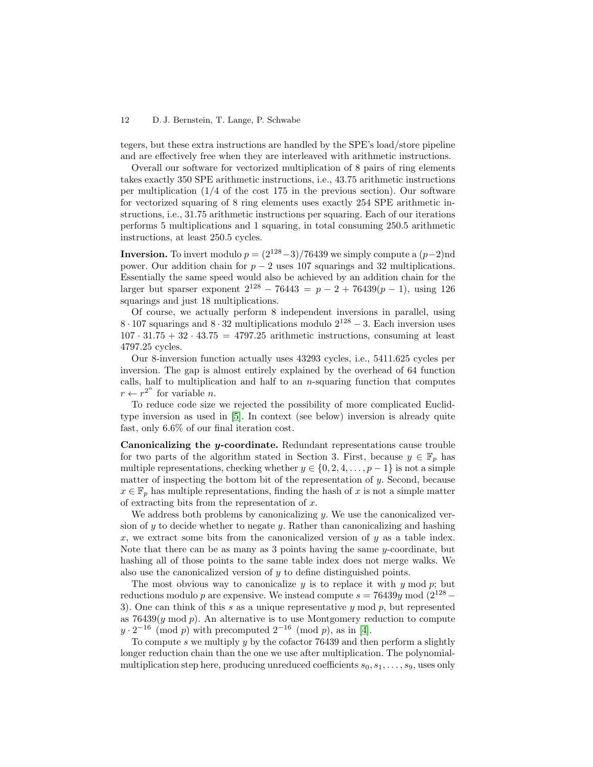tegers, but these extra instructions are handled by the SPE's load/store pipeline and are effectively free when they are interleaved with arithmetic instructions.

Overall our software for vectorized multiplication of 8 pairs of ring elements takes exactly 350 SPE arithmetic instructions, i.e., 43.75 arithmetic instructions per multiplication (1/4 of the cost 175 in the previous section). Our software for vectorized squaring of 8 ring elements uses exactly 254 SPE arithmetic instructions, i.e., 31.75 arithmetic instructions per squaring. Each of our iterations performs 5 multiplications and 1 squaring, in total consuming 250.5 arithmetic instructions, at least 250.5 cycles.

**Inversion.** To invert modulo $p = (2^{128}-3)/76439$ we simply compute a $(p-2)$nd power. Our addition chain for $p-2$ uses 107 squarings and 32 multiplications. Essentially the same speed would also be achieved by an addition chain for the larger but sparser exponent $2^{128} - 76443 = p - 2 + 76439(p-1)$, using 126 squarings and just 18 multiplications.

Of course, we actually perform 8 independent inversions in parallel, using $8 \cdot 107$ squarings and $8 \cdot 32$ multiplications modulo $2^{128} - 3$. Each inversion uses $107 \cdot 31.75 + 32 \cdot 43.75 = 4797.25$ arithmetic instructions, consuming at least 4797.25 cycles.

Our 8-inversion function actually uses 43293 cycles, i.e., 5411.625 cycles per inversion. The gap is almost entirely explained by the overhead of 64 function calls, half to multiplication and half to an $n$-squaring function that computes $r \leftarrow r^{2^n}$ for variable $n$.

To reduce code size we rejected the possibility of more complicated Euclid-type inversion as used in [5]. In context (see below) inversion is already quite fast, only 6.6% of our final iteration cost.

**Canonicalizing the $y$-coordinate.** Redundant representations cause trouble for two parts of the algorithm stated in Section 3. First, because $y \in \mathbb{F}_p$ has multiple representations, checking whether $y \in \{0, 2, 4, \ldots, p-1\}$ is not a simple matter of inspecting the bottom bit of the representation of $y$. Second, because $x \in \mathbb{F}_p$ has multiple representations, finding the hash of $x$ is not a simple matter of extracting bits from the representation of $x$.

We address both problems by canonicalizing $y$. We use the canonicalized version of $y$ to decide whether to negate $y$. Rather than canonicalizing and hashing $x$, we extract some bits from the canonicalized version of $y$ as a table index. Note that there can be as many as 3 points having the same $y$-coordinate, but hashing all of those points to the same table index does not merge walks. We also use the canonicalized version of $y$ to define distinguished points.

The most obvious way to canonicalize $y$ is to replace it with $y \bmod p$; but reductions modulo $p$ are expensive. We instead compute $s = 76439y \bmod (2^{128} - 3)$. One can think of this $s$ as a unique representative $y \bmod p$, but represented as $76439(y \bmod p)$. An alternative is to use Montgomery reduction to compute $y \cdot 2^{-16} \pmod p$ with precomputed $2^{-16} \pmod p$, as in [4].

To compute $s$ we multiply $y$ by the cofactor 76439 and then perform a slightly longer reduction chain than the one we use after multiplication. The polynomial-multiplication step here, producing unreduced coefficients $s_0, s_1, \ldots, s_9$, uses only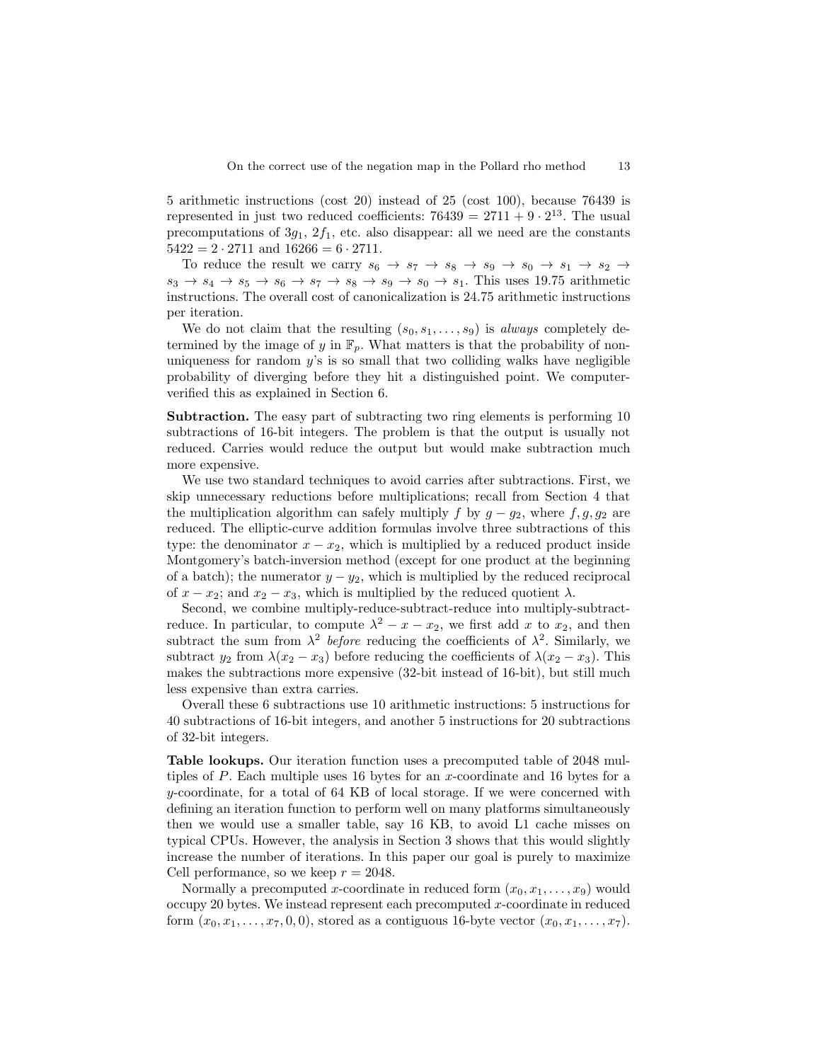5 arithmetic instructions (cost 20) instead of 25 (cost 100), because 76439 is represented in just two reduced coefficients: $76439 = 2711 + 9 \cdot 2^{13}$. The usual precomputations of $3g_1$, $2f_1$, etc. also disappear: all we need are the constants $5422 = 2 \cdot 2711$ and $16266 = 6 \cdot 2711$.

To reduce the result we carry $s_6 \to s_7 \to s_8 \to s_9 \to s_0 \to s_1 \to s_2 \to s_3 \to s_4 \to s_5 \to s_6 \to s_7 \to s_8 \to s_9 \to s_0 \to s_1$. This uses 19.75 arithmetic instructions. The overall cost of canonicalization is 24.75 arithmetic instructions per iteration.

We do not claim that the resulting $(s_0, s_1, \ldots, s_9)$ is *always* completely determined by the image of $y$ in $\mathbb{F}_p$. What matters is that the probability of non-uniqueness for random $y$'s is so small that two colliding walks have negligible probability of diverging before they hit a distinguished point. We computer-verified this as explained in Section 6.

**Subtraction.** The easy part of subtracting two ring elements is performing 10 subtractions of 16-bit integers. The problem is that the output is usually not reduced. Carries would reduce the output but would make subtraction much more expensive.

We use two standard techniques to avoid carries after subtractions. First, we skip unnecessary reductions before multiplications; recall from Section 4 that the multiplication algorithm can safely multiply $f$ by $g - g_2$, where $f, g, g_2$ are reduced. The elliptic-curve addition formulas involve three subtractions of this type: the denominator $x - x_2$, which is multiplied by a reduced product inside Montgomery's batch-inversion method (except for one product at the beginning of a batch); the numerator $y - y_2$, which is multiplied by the reduced reciprocal of $x - x_2$; and $x_2 - x_3$, which is multiplied by the reduced quotient $\lambda$.

Second, we combine multiply-reduce-subtract-reduce into multiply-subtract-reduce. In particular, to compute $\lambda^2 - x - x_2$, we first add $x$ to $x_2$, and then subtract the sum from $\lambda^2$ *before* reducing the coefficients of $\lambda^2$. Similarly, we subtract $y_2$ from $\lambda(x_2 - x_3)$ before reducing the coefficients of $\lambda(x_2 - x_3)$. This makes the subtractions more expensive (32-bit instead of 16-bit), but still much less expensive than extra carries.

Overall these 6 subtractions use 10 arithmetic instructions: 5 instructions for 40 subtractions of 16-bit integers, and another 5 instructions for 20 subtractions of 32-bit integers.

**Table lookups.** Our iteration function uses a precomputed table of 2048 multiples of $P$. Each multiple uses 16 bytes for an $x$-coordinate and 16 bytes for a $y$-coordinate, for a total of 64 KB of local storage. If we were concerned with defining an iteration function to perform well on many platforms simultaneously then we would use a smaller table, say 16 KB, to avoid L1 cache misses on typical CPUs. However, the analysis in Section 3 shows that this would slightly increase the number of iterations. In this paper our goal is purely to maximize Cell performance, so we keep $r = 2048$.

Normally a precomputed $x$-coordinate in reduced form $(x_0, x_1, \ldots, x_9)$ would occupy 20 bytes. We instead represent each precomputed $x$-coordinate in reduced form $(x_0, x_1, \ldots, x_7, 0, 0)$, stored as a contiguous 16-byte vector $(x_0, x_1, \ldots, x_7)$.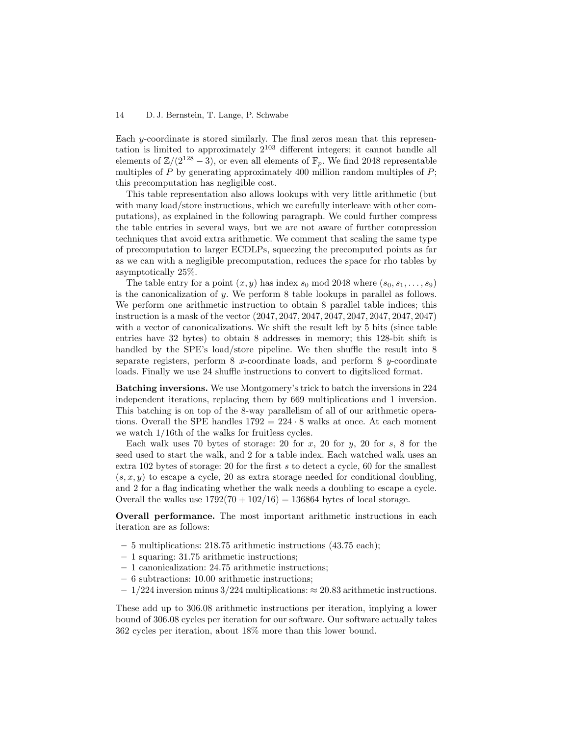Each $y$-coordinate is stored similarly. The final zeros mean that this representation is limited to approximately $2^{103}$ different integers; it cannot handle all elements of $\mathbb{Z}/(2^{128} - 3)$, or even all elements of $\mathbb{F}_p$. We find 2048 representable multiples of $P$ by generating approximately 400 million random multiples of $P$; this precomputation has negligible cost.

This table representation also allows lookups with very little arithmetic (but with many load/store instructions, which we carefully interleave with other computations), as explained in the following paragraph. We could further compress the table entries in several ways, but we are not aware of further compression techniques that avoid extra arithmetic. We comment that scaling the same type of precomputation to larger ECDLPs, squeezing the precomputed points as far as we can with a negligible precomputation, reduces the space for rho tables by asymptotically 25%.

The table entry for a point $(x, y)$ has index $s_0 \bmod 2048$ where $(s_0, s_1, \ldots, s_9)$ is the canonicalization of $y$. We perform 8 table lookups in parallel as follows. We perform one arithmetic instruction to obtain 8 parallel table indices; this instruction is a mask of the vector $(2047, 2047, 2047, 2047, 2047, 2047, 2047, 2047)$ with a vector of canonicalizations. We shift the result left by 5 bits (since table entries have 32 bytes) to obtain 8 addresses in memory; this 128-bit shift is handled by the SPE's load/store pipeline. We then shuffle the result into 8 separate registers, perform 8 $x$-coordinate loads, and perform 8 $y$-coordinate loads. Finally we use 24 shuffle instructions to convert to digitsliced format.

**Batching inversions.** We use Montgomery's trick to batch the inversions in 224 independent iterations, replacing them by 669 multiplications and 1 inversion. This batching is on top of the 8-way parallelism of all of our arithmetic operations. Overall the SPE handles $1792 = 224 \cdot 8$ walks at once. At each moment we watch 1/16th of the walks for fruitless cycles.

Each walk uses 70 bytes of storage: 20 for $x$, 20 for $y$, 20 for $s$, 8 for the seed used to start the walk, and 2 for a table index. Each watched walk uses an extra 102 bytes of storage: 20 for the first $s$ to detect a cycle, 60 for the smallest $(s, x, y)$ to escape a cycle, 20 as extra storage needed for conditional doubling, and 2 for a flag indicating whether the walk needs a doubling to escape a cycle. Overall the walks use $1792(70 + 102/16) = 136864$ bytes of local storage.

**Overall performance.** The most important arithmetic instructions in each iteration are as follows:

- 5 multiplications: 218.75 arithmetic instructions (43.75 each);
- 1 squaring: 31.75 arithmetic instructions;
- 1 canonicalization: 24.75 arithmetic instructions;
- 6 subtractions: 10.00 arithmetic instructions;
- 1/224 inversion minus 3/224 multiplications: $\approx 20.83$ arithmetic instructions.

These add up to 306.08 arithmetic instructions per iteration, implying a lower bound of 306.08 cycles per iteration for our software. Our software actually takes 362 cycles per iteration, about 18% more than this lower bound.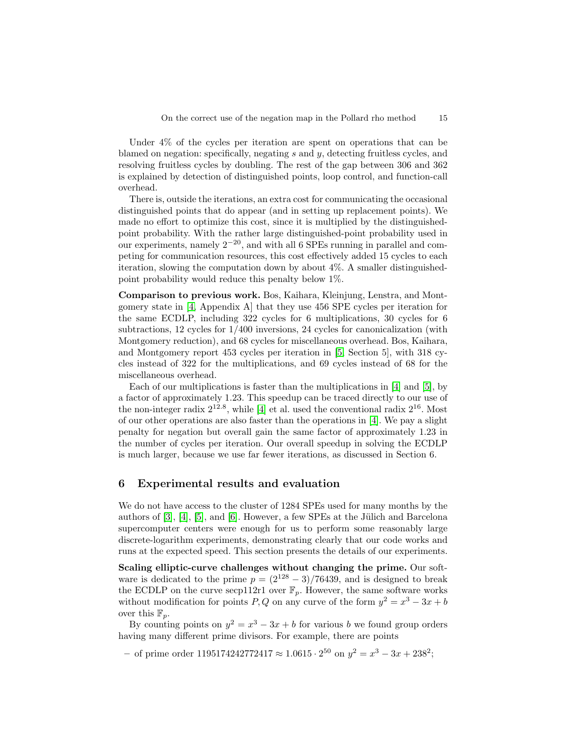Under 4% of the cycles per iteration are spent on operations that can be blamed on negation: specifically, negating $s$ and $y$, detecting fruitless cycles, and resolving fruitless cycles by doubling. The rest of the gap between 306 and 362 is explained by detection of distinguished points, loop control, and function-call overhead.

There is, outside the iterations, an extra cost for communicating the occasional distinguished points that do appear (and in setting up replacement points). We made no effort to optimize this cost, since it is multiplied by the distinguished-point probability. With the rather large distinguished-point probability used in our experiments, namely $2^{-20}$, and with all 6 SPEs running in parallel and competing for communication resources, this cost effectively added 15 cycles to each iteration, slowing the computation down by about 4%. A smaller distinguished-point probability would reduce this penalty below 1%.

**Comparison to previous work.** Bos, Kaihara, Kleinjung, Lenstra, and Montgomery state in [4, Appendix A] that they use 456 SPE cycles per iteration for the same ECDLP, including 322 cycles for 6 multiplications, 30 cycles for 6 subtractions, 12 cycles for 1/400 inversions, 24 cycles for canonicalization (with Montgomery reduction), and 68 cycles for miscellaneous overhead. Bos, Kaihara, and Montgomery report 453 cycles per iteration in [5, Section 5], with 318 cycles instead of 322 for the multiplications, and 69 cycles instead of 68 for the miscellaneous overhead.

Each of our multiplications is faster than the multiplications in [4] and [5], by a factor of approximately 1.23. This speedup can be traced directly to our use of the non-integer radix $2^{12.8}$, while [4] et al. used the conventional radix $2^{16}$. Most of our other operations are also faster than the operations in [4]. We pay a slight penalty for negation but overall gain the same factor of approximately 1.23 in the number of cycles per iteration. Our overall speedup in solving the ECDLP is much larger, because we use far fewer iterations, as discussed in Section 6.

## 6 Experimental results and evaluation

We do not have access to the cluster of 1284 SPEs used for many months by the authors of [3], [4], [5], and [6]. However, a few SPEs at the Jülich and Barcelona supercomputer centers were enough for us to perform some reasonably large discrete-logarithm experiments, demonstrating clearly that our code works and runs at the expected speed. This section presents the details of our experiments.

**Scaling elliptic-curve challenges without changing the prime.** Our software is dedicated to the prime $p = (2^{128} - 3)/76439$, and is designed to break the ECDLP on the curve secp112r1 over $\mathbb{F}_p$. However, the same software works without modification for points $P, Q$ on any curve of the form $y^2 = x^3 - 3x + b$ over this $\mathbb{F}_p$.

By counting points on $y^2 = x^3 - 3x + b$ for various $b$ we found group orders having many different prime divisors. For example, there are points

- of prime order $1195174242772417 \approx 1.0615 \cdot 2^{50}$ on $y^2 = x^3 - 3x + 238^2$;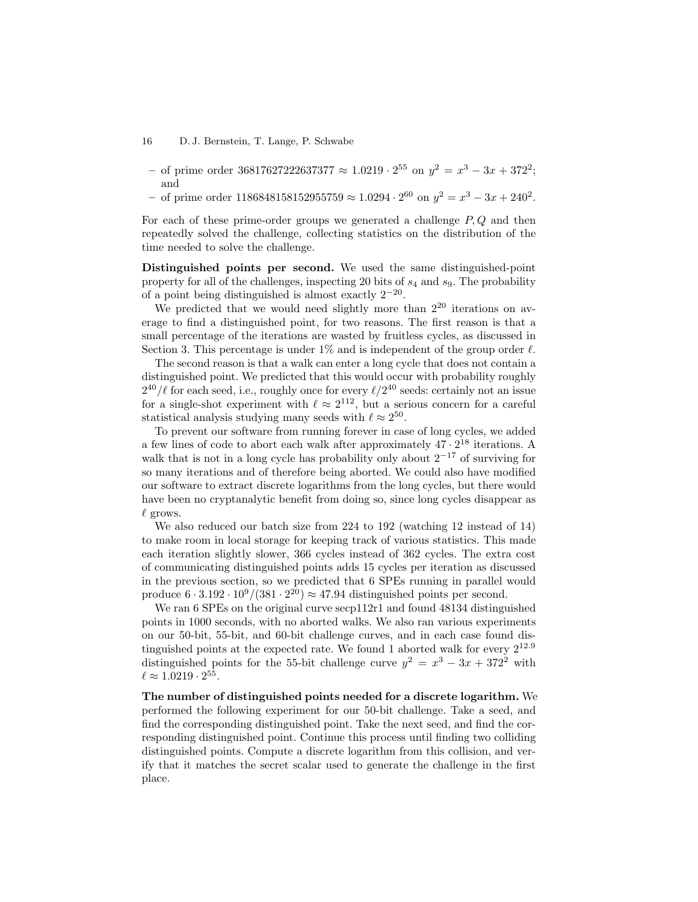- of prime order $36817627222637377 \approx 1.0219 \cdot 2^{55}$ on $y^2 = x^3 - 3x + 372^2$; and
- of prime order $1186848158152955759 \approx 1.0294 \cdot 2^{60}$ on $y^2 = x^3 - 3x + 240^2$.

For each of these prime-order groups we generated a challenge $P, Q$ and then repeatedly solved the challenge, collecting statistics on the distribution of the time needed to solve the challenge.

**Distinguished points per second.** We used the same distinguished-point property for all of the challenges, inspecting 20 bits of $s_4$ and $s_9$. The probability of a point being distinguished is almost exactly $2^{-20}$.

We predicted that we would need slightly more than $2^{20}$ iterations on average to find a distinguished point, for two reasons. The first reason is that a small percentage of the iterations are wasted by fruitless cycles, as discussed in Section 3. This percentage is under 1% and is independent of the group order $\ell$.

The second reason is that a walk can enter a long cycle that does not contain a distinguished point. We predicted that this would occur with probability roughly $2^{40}/\ell$ for each seed, i.e., roughly once for every $\ell/2^{40}$ seeds: certainly not an issue for a single-shot experiment with $\ell \approx 2^{112}$, but a serious concern for a careful statistical analysis studying many seeds with $\ell \approx 2^{50}$.

To prevent our software from running forever in case of long cycles, we added a few lines of code to abort each walk after approximately $47 \cdot 2^{18}$ iterations. A walk that is not in a long cycle has probability only about $2^{-17}$ of surviving for so many iterations and of therefore being aborted. We could also have modified our software to extract discrete logarithms from the long cycles, but there would have been no cryptanalytic benefit from doing so, since long cycles disappear as $\ell$ grows.

We also reduced our batch size from 224 to 192 (watching 12 instead of 14) to make room in local storage for keeping track of various statistics. This made each iteration slightly slower, 366 cycles instead of 362 cycles. The extra cost of communicating distinguished points adds 15 cycles per iteration as discussed in the previous section, so we predicted that 6 SPEs running in parallel would produce $6 \cdot 3.192 \cdot 10^9/(381 \cdot 2^{20}) \approx 47.94$ distinguished points per second.

We ran 6 SPEs on the original curve secp112r1 and found 48134 distinguished points in 1000 seconds, with no aborted walks. We also ran various experiments on our 50-bit, 55-bit, and 60-bit challenge curves, and in each case found distinguished points at the expected rate. We found 1 aborted walk for every $2^{12.9}$ distinguished points for the 55-bit challenge curve $y^2 = x^3 - 3x + 372^2$ with $\ell \approx 1.0219 \cdot 2^{55}$.

**The number of distinguished points needed for a discrete logarithm.** We performed the following experiment for our 50-bit challenge. Take a seed, and find the corresponding distinguished point. Take the next seed, and find the corresponding distinguished point. Continue this process until finding two colliding distinguished points. Compute a discrete logarithm from this collision, and verify that it matches the secret scalar used to generate the challenge in the first place.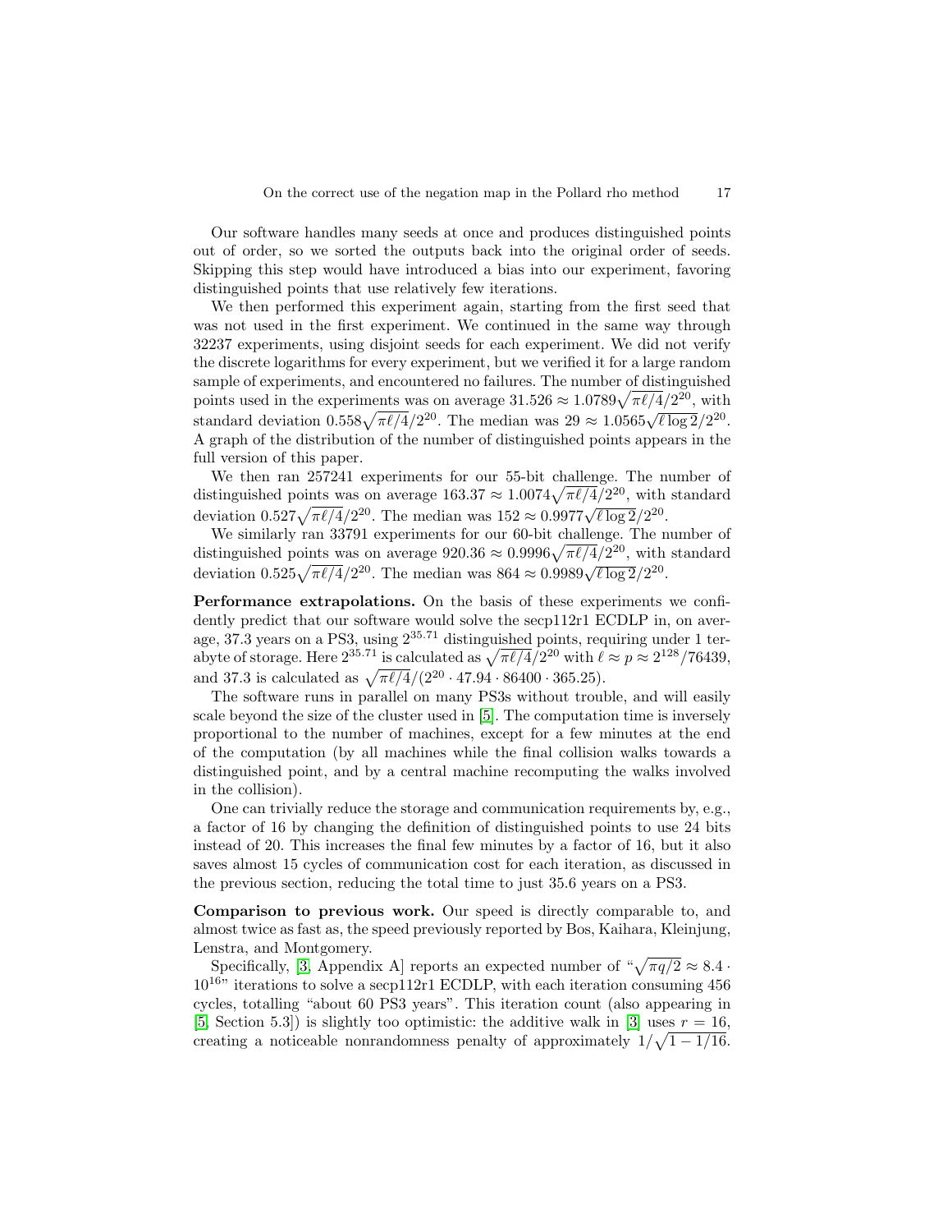Our software handles many seeds at once and produces distinguished points out of order, so we sorted the outputs back into the original order of seeds. Skipping this step would have introduced a bias into our experiment, favoring distinguished points that use relatively few iterations.

We then performed this experiment again, starting from the first seed that was not used in the first experiment. We continued in the same way through 32237 experiments, using disjoint seeds for each experiment. We did not verify the discrete logarithms for every experiment, but we verified it for a large random sample of experiments, and encountered no failures. The number of distinguished points used in the experiments was on average $31.526 \approx 1.0789\sqrt{\pi\ell/4}/2^{20}$, with standard deviation $0.558\sqrt{\pi\ell/4}/2^{20}$. The median was $29 \approx 1.0565\sqrt{\ell \log 2}/2^{20}$. A graph of the distribution of the number of distinguished points appears in the full version of this paper.

We then ran 257241 experiments for our 55-bit challenge. The number of distinguished points was on average $163.37 \approx 1.0074\sqrt{\pi\ell/4}/2^{20}$, with standard deviation $0.527\sqrt{\pi\ell/4}/2^{20}$. The median was $152 \approx 0.9977\sqrt{\ell \log 2}/2^{20}$.

We similarly ran 33791 experiments for our 60-bit challenge. The number of distinguished points was on average $920.36 \approx 0.9996\sqrt{\pi\ell/4}/2^{20}$, with standard deviation $0.525\sqrt{\pi\ell/4}/2^{20}$. The median was $864 \approx 0.9989\sqrt{\ell \log 2}/2^{20}$.

**Performance extrapolations.** On the basis of these experiments we confidently predict that our software would solve the secp112r1 ECDLP in, on average, 37.3 years on a PS3, using $2^{35.71}$ distinguished points, requiring under 1 terabyte of storage. Here $2^{35.71}$ is calculated as $\sqrt{\pi\ell/4}/2^{20}$ with $\ell \approx p \approx 2^{128}/76439$, and 37.3 is calculated as $\sqrt{\pi\ell/4}/(2^{20} \cdot 47.94 \cdot 86400 \cdot 365.25)$.

The software runs in parallel on many PS3s without trouble, and will easily scale beyond the size of the cluster used in [5]. The computation time is inversely proportional to the number of machines, except for a few minutes at the end of the computation (by all machines while the final collision walks towards a distinguished point, and by a central machine recomputing the walks involved in the collision).

One can trivially reduce the storage and communication requirements by, e.g., a factor of 16 by changing the definition of distinguished points to use 24 bits instead of 20. This increases the final few minutes by a factor of 16, but it also saves almost 15 cycles of communication cost for each iteration, as discussed in the previous section, reducing the total time to just 35.6 years on a PS3.

**Comparison to previous work.** Our speed is directly comparable to, and almost twice as fast as, the speed previously reported by Bos, Kaihara, Kleinjung, Lenstra, and Montgomery.

Specifically, [3, Appendix A] reports an expected number of "$\sqrt{\pi q/2} \approx 8.4 \cdot 10^{16}$" iterations to solve a secp112r1 ECDLP, with each iteration consuming 456 cycles, totalling "about 60 PS3 years". This iteration count (also appearing in [5, Section 5.3]) is slightly too optimistic: the additive walk in [3] uses $r = 16$, creating a noticeable nonrandomness penalty of approximately $1/\sqrt{1 - 1/16}$.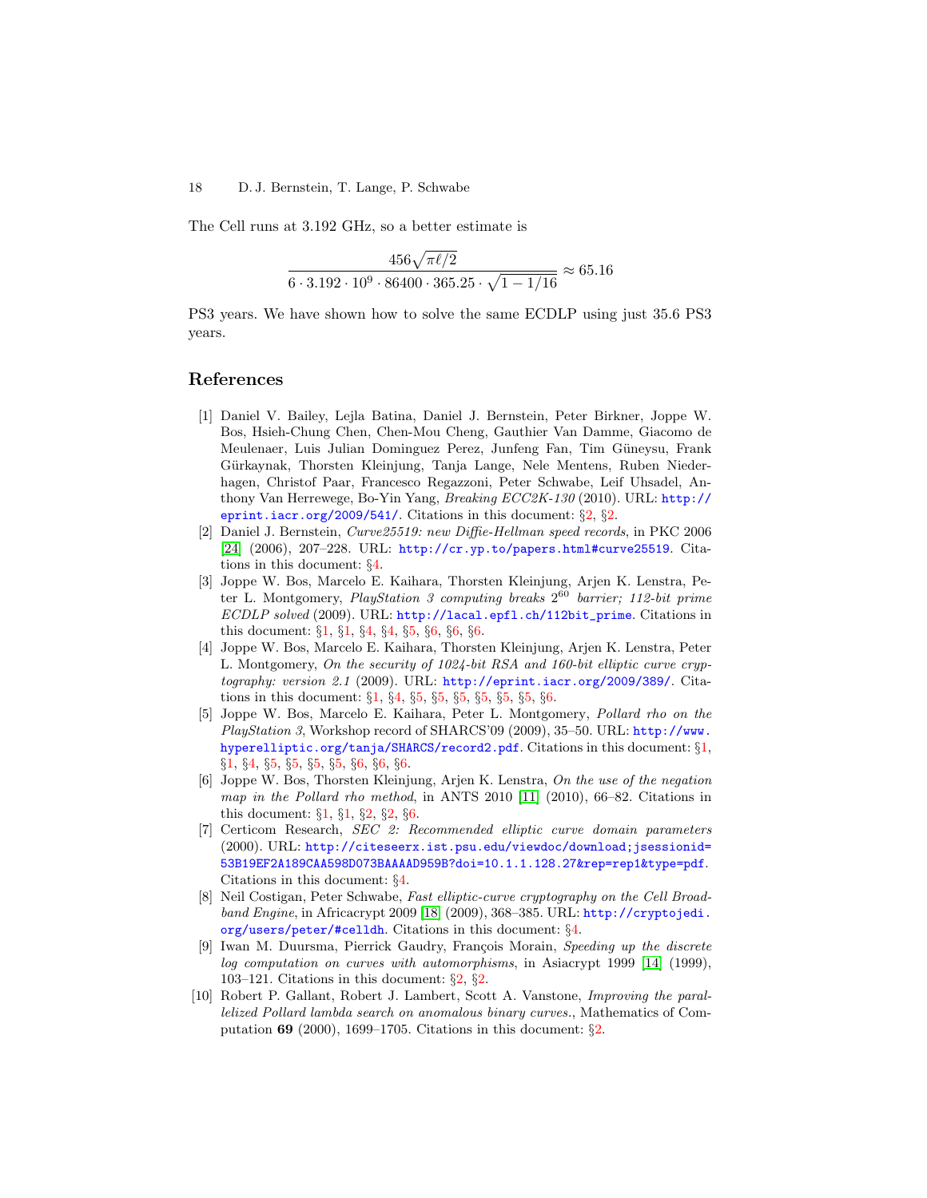The Cell runs at 3.192 GHz, so a better estimate is

$$\frac{456\sqrt{\pi\ell/2}}{6 \cdot 3.192 \cdot 10^9 \cdot 86400 \cdot 365.25 \cdot \sqrt{1 - 1/16}} \approx 65.16$$

PS3 years. We have shown how to solve the same ECDLP using just 35.6 PS3 years.

## References

[1] Daniel V. Bailey, Lejla Batina, Daniel J. Bernstein, Peter Birkner, Joppe W. Bos, Hsieh-Chung Chen, Chen-Mou Cheng, Gauthier Van Damme, Giacomo de Meulenaer, Luis Julian Dominguez Perez, Junfeng Fan, Tim Güneysu, Frank Gürkaynak, Thorsten Kleinjung, Tanja Lange, Nele Mentens, Ruben Niederhagen, Christof Paar, Francesco Regazzoni, Peter Schwabe, Leif Uhsadel, Anthony Van Herrewege, Bo-Yin Yang, *Breaking ECC2K-130* (2010). URL: http://eprint.iacr.org/2009/541/. Citations in this document: §2, §2.

[2] Daniel J. Bernstein, *Curve25519: new Diffie-Hellman speed records*, in PKC 2006 [24] (2006), 207–228. URL: http://cr.yp.to/papers.html#curve25519. Citations in this document: §4.

[3] Joppe W. Bos, Marcelo E. Kaihara, Thorsten Kleinjung, Arjen K. Lenstra, Peter L. Montgomery, *PlayStation 3 computing breaks $2^{60}$ barrier; 112-bit prime ECDLP solved* (2009). URL: http://lacal.epfl.ch/112bit_prime. Citations in this document: §1, §1, §4, §4, §5, §6, §6, §6.

[4] Joppe W. Bos, Marcelo E. Kaihara, Thorsten Kleinjung, Arjen K. Lenstra, Peter L. Montgomery, *On the security of 1024-bit RSA and 160-bit elliptic curve cryptography: version 2.1* (2009). URL: http://eprint.iacr.org/2009/389/. Citations in this document: §1, §4, §5, §5, §5, §5, §5, §5, §6.

[5] Joppe W. Bos, Marcelo E. Kaihara, Peter L. Montgomery, *Pollard rho on the PlayStation 3*, Workshop record of SHARCS'09 (2009), 35–50. URL: http://www.hyperelliptic.org/tanja/SHARCS/record2.pdf. Citations in this document: §1, §1, §4, §5, §5, §5, §5, §6, §6, §6.

[6] Joppe W. Bos, Thorsten Kleinjung, Arjen K. Lenstra, *On the use of the negation map in the Pollard rho method*, in ANTS 2010 [11] (2010), 66–82. Citations in this document: §1, §1, §2, §2, §6.

[7] Certicom Research, *SEC 2: Recommended elliptic curve domain parameters* (2000). URL: http://citeseerx.ist.psu.edu/viewdoc/download;jsessionid=53B19EF2A189CAA598D073BAAAAD959B?doi=10.1.1.128.27&rep=rep1&type=pdf. Citations in this document: §4.

[8] Neil Costigan, Peter Schwabe, *Fast elliptic-curve cryptography on the Cell Broadband Engine*, in Africacrypt 2009 [18] (2009), 368–385. URL: http://cryptojedi.org/users/peter/#celldh. Citations in this document: §4.

[9] Iwan M. Duursma, Pierrick Gaudry, François Morain, *Speeding up the discrete log computation on curves with automorphisms*, in Asiacrypt 1999 [14] (1999), 103–121. Citations in this document: §2, §2.

[10] Robert P. Gallant, Robert J. Lambert, Scott A. Vanstone, *Improving the parallelized Pollard lambda search on anomalous binary curves.*, Mathematics of Computation **69** (2000), 1699–1705. Citations in this document: §2.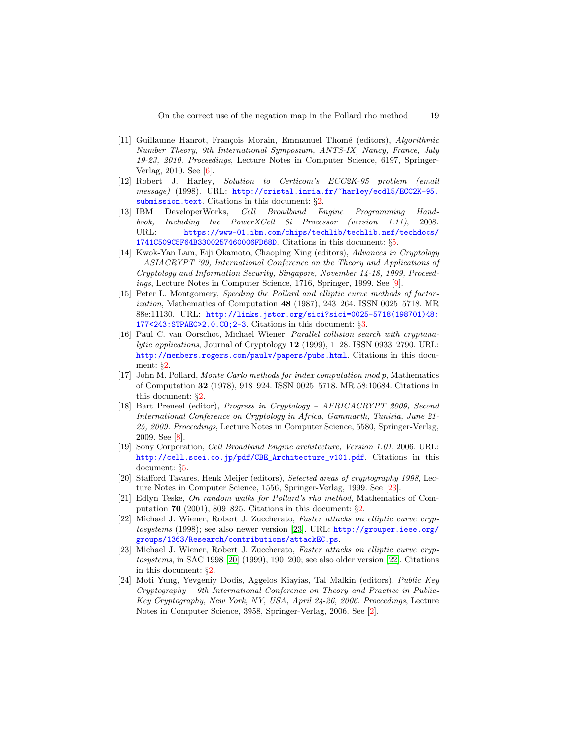[11] Guillaume Hanrot, François Morain, Emmanuel Thomé (editors), *Algorithmic Number Theory, 9th International Symposium, ANTS-IX, Nancy, France, July 19-23, 2010. Proceedings*, Lecture Notes in Computer Science, 6197, Springer-Verlag, 2010. See [6].

[12] Robert J. Harley, *Solution to Certicom's ECC2K-95 problem (email message)* (1998). URL: http://cristal.inria.fr/~harley/ecdl5/ECC2K-95.submission.text. Citations in this document: §2.

[13] IBM DeveloperWorks, *Cell Broadband Engine Programming Handbook, Including the PowerXCell 8i Processor (version 1.11)*, 2008. URL: https://www-01.ibm.com/chips/techlib/techlib.nsf/techdocs/1741C509C5F64B3300257460006FD68D. Citations in this document: §5.

[14] Kwok-Yan Lam, Eiji Okamoto, Chaoping Xing (editors), *Advances in Cryptology – ASIACRYPT '99, International Conference on the Theory and Applications of Cryptology and Information Security, Singapore, November 14-18, 1999, Proceedings*, Lecture Notes in Computer Science, 1716, Springer, 1999. See [9].

[15] Peter L. Montgomery, *Speeding the Pollard and elliptic curve methods of factorization*, Mathematics of Computation **48** (1987), 243–264. ISSN 0025–5718. MR 88e:11130. URL: http://links.jstor.org/sici?sici=0025-5718(198701)48:177<243:STPAEC>2.0.CO;2-3. Citations in this document: §3.

[16] Paul C. van Oorschot, Michael Wiener, *Parallel collision search with cryptanalytic applications*, Journal of Cryptology **12** (1999), 1–28. ISSN 0933–2790. URL: http://members.rogers.com/paulv/papers/pubs.html. Citations in this document: §2.

[17] John M. Pollard, *Monte Carlo methods for index computation mod p*, Mathematics of Computation **32** (1978), 918–924. ISSN 0025–5718. MR 58:10684. Citations in this document: §2.

[18] Bart Preneel (editor), *Progress in Cryptology – AFRICACRYPT 2009, Second International Conference on Cryptology in Africa, Gammarth, Tunisia, June 21-25, 2009. Proceedings*, Lecture Notes in Computer Science, 5580, Springer-Verlag, 2009. See [8].

[19] Sony Corporation, *Cell Broadband Engine architecture, Version 1.01*, 2006. URL: http://cell.scei.co.jp/pdf/CBE_Architecture_v101.pdf. Citations in this document: §5.

[20] Stafford Tavares, Henk Meijer (editors), *Selected areas of cryptography 1998*, Lecture Notes in Computer Science, 1556, Springer-Verlag, 1999. See [23].

[21] Edlyn Teske, *On random walks for Pollard's rho method*, Mathematics of Computation **70** (2001), 809–825. Citations in this document: §2.

[22] Michael J. Wiener, Robert J. Zuccherato, *Faster attacks on elliptic curve cryptosystems* (1998); see also newer version [23]. URL: http://grouper.ieee.org/groups/1363/Research/contributions/attackEC.ps.

[23] Michael J. Wiener, Robert J. Zuccherato, *Faster attacks on elliptic curve cryptosystems*, in SAC 1998 [20] (1999), 190–200; see also older version [22]. Citations in this document: §2.

[24] Moti Yung, Yevgeniy Dodis, Aggelos Kiayias, Tal Malkin (editors), *Public Key Cryptography – 9th International Conference on Theory and Practice in Public-Key Cryptography, New York, NY, USA, April 24-26, 2006. Proceedings*, Lecture Notes in Computer Science, 3958, Springer-Verlag, 2006. See [2].